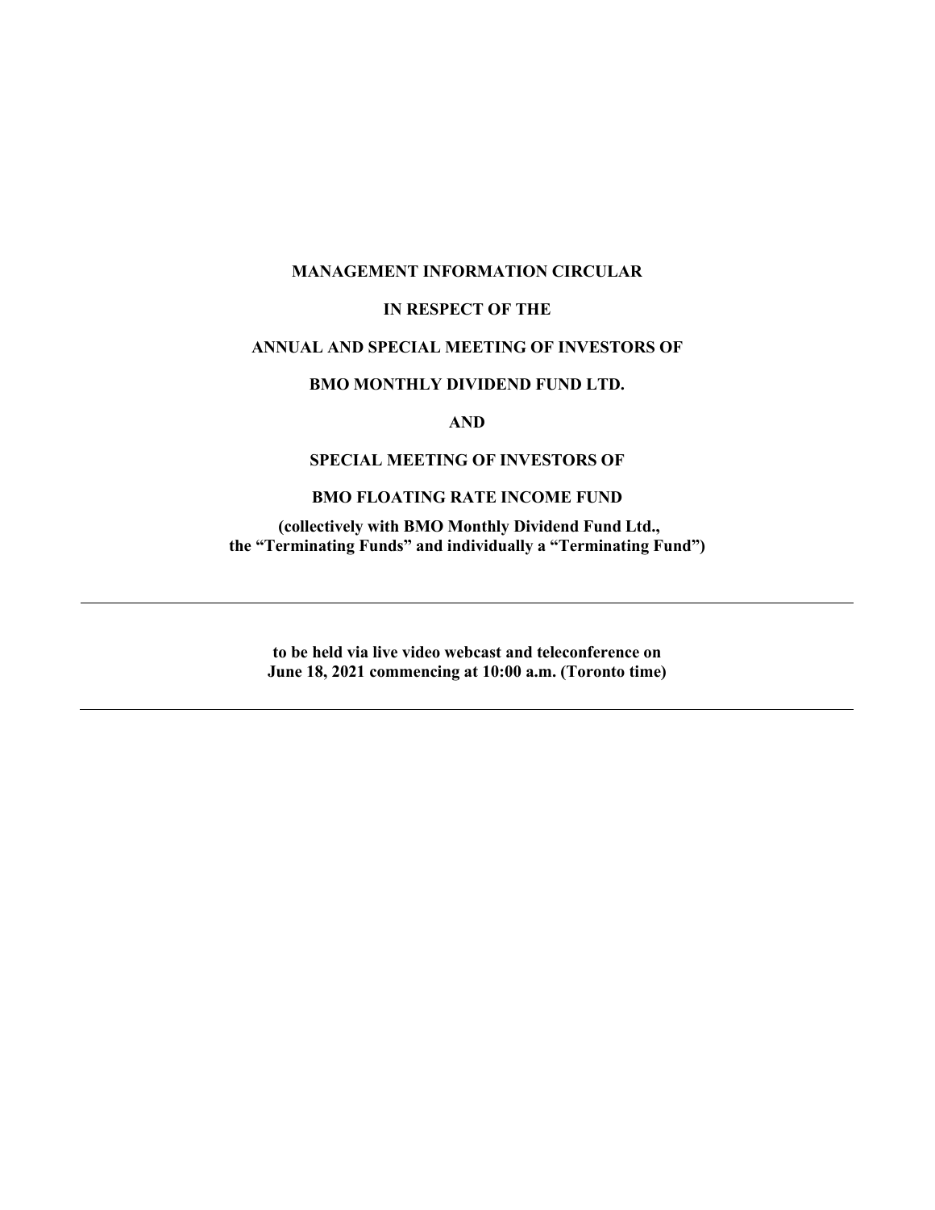**MANAGEMENT INFORMATION CIRCULAR**

**IN RESPECT OF THE**

**ANNUAL AND SPECIAL MEETING OF INVESTORS OF**

**BMO MONTHLY DIVIDEND FUND LTD.**

**AND**

**SPECIAL MEETING OF INVESTORS OF**

**BMO FLOATING RATE INCOME FUND**

**(collectively with BMO Monthly Dividend Fund Ltd., the "Terminating Funds" and individually a "Terminating Fund")**

---

**to be held via live video webcast and teleconference on June 18, 2021 commencing at 10:00 a.m. (Toronto time)**

---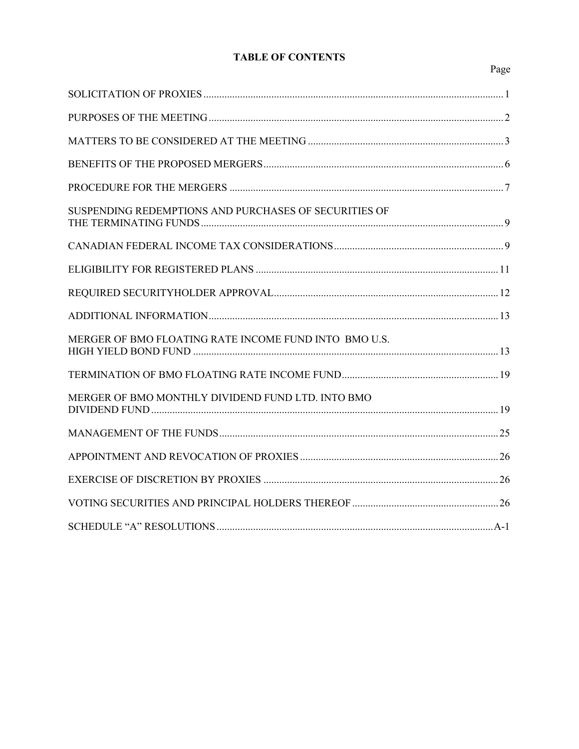# TABLE OF CONTENTS

| | Page |
|---|---|
| SOLICITATION OF PROXIES | 1 |
| PURPOSES OF THE MEETING | 2 |
| MATTERS TO BE CONSIDERED AT THE MEETING | 3 |
| BENEFITS OF THE PROPOSED MERGERS | 6 |
| PROCEDURE FOR THE MERGERS | 7 |
| SUSPENDING REDEMPTIONS AND PURCHASES OF SECURITIES OF THE TERMINATING FUNDS | 9 |
| CANADIAN FEDERAL INCOME TAX CONSIDERATIONS | 9 |
| ELIGIBILITY FOR REGISTERED PLANS | 11 |
| REQUIRED SECURITYHOLDER APPROVAL | 12 |
| ADDITIONAL INFORMATION | 13 |
| MERGER OF BMO FLOATING RATE INCOME FUND INTO BMO U.S. HIGH YIELD BOND FUND | 13 |
| TERMINATION OF BMO FLOATING RATE INCOME FUND | 19 |
| MERGER OF BMO MONTHLY DIVIDEND FUND LTD. INTO BMO DIVIDEND FUND | 19 |
| MANAGEMENT OF THE FUNDS | 25 |
| APPOINTMENT AND REVOCATION OF PROXIES | 26 |
| EXERCISE OF DISCRETION BY PROXIES | 26 |
| VOTING SECURITIES AND PRINCIPAL HOLDERS THEREOF | 26 |
| SCHEDULE "A" RESOLUTIONS | A-1 |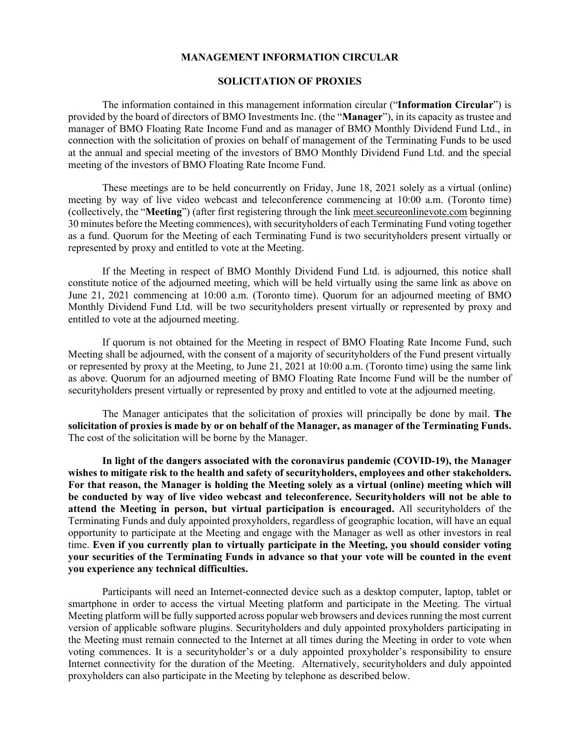## MANAGEMENT INFORMATION CIRCULAR

## SOLICITATION OF PROXIES

The information contained in this management information circular ("**Information Circular**") is provided by the board of directors of BMO Investments Inc. (the "**Manager**"), in its capacity as trustee and manager of BMO Floating Rate Income Fund and as manager of BMO Monthly Dividend Fund Ltd., in connection with the solicitation of proxies on behalf of management of the Terminating Funds to be used at the annual and special meeting of the investors of BMO Monthly Dividend Fund Ltd. and the special meeting of the investors of BMO Floating Rate Income Fund.

These meetings are to be held concurrently on Friday, June 18, 2021 solely as a virtual (online) meeting by way of live video webcast and teleconference commencing at 10:00 a.m. (Toronto time) (collectively, the "**Meeting**") (after first registering through the link meet.secureonlinevote.com beginning 30 minutes before the Meeting commences), with securityholders of each Terminating Fund voting together as a fund. Quorum for the Meeting of each Terminating Fund is two securityholders present virtually or represented by proxy and entitled to vote at the Meeting.

If the Meeting in respect of BMO Monthly Dividend Fund Ltd. is adjourned, this notice shall constitute notice of the adjourned meeting, which will be held virtually using the same link as above on June 21, 2021 commencing at 10:00 a.m. (Toronto time). Quorum for an adjourned meeting of BMO Monthly Dividend Fund Ltd. will be two securityholders present virtually or represented by proxy and entitled to vote at the adjourned meeting.

If quorum is not obtained for the Meeting in respect of BMO Floating Rate Income Fund, such Meeting shall be adjourned, with the consent of a majority of securityholders of the Fund present virtually or represented by proxy at the Meeting, to June 21, 2021 at 10:00 a.m. (Toronto time) using the same link as above. Quorum for an adjourned meeting of BMO Floating Rate Income Fund will be the number of securityholders present virtually or represented by proxy and entitled to vote at the adjourned meeting.

The Manager anticipates that the solicitation of proxies will principally be done by mail. **The solicitation of proxies is made by or on behalf of the Manager, as manager of the Terminating Funds.** The cost of the solicitation will be borne by the Manager.

**In light of the dangers associated with the coronavirus pandemic (COVID-19), the Manager wishes to mitigate risk to the health and safety of securityholders, employees and other stakeholders. For that reason, the Manager is holding the Meeting solely as a virtual (online) meeting which will be conducted by way of live video webcast and teleconference. Securityholders will not be able to attend the Meeting in person, but virtual participation is encouraged.** All securityholders of the Terminating Funds and duly appointed proxyholders, regardless of geographic location, will have an equal opportunity to participate at the Meeting and engage with the Manager as well as other investors in real time. **Even if you currently plan to virtually participate in the Meeting, you should consider voting your securities of the Terminating Funds in advance so that your vote will be counted in the event you experience any technical difficulties.**

Participants will need an Internet-connected device such as a desktop computer, laptop, tablet or smartphone in order to access the virtual Meeting platform and participate in the Meeting. The virtual Meeting platform will be fully supported across popular web browsers and devices running the most current version of applicable software plugins. Securityholders and duly appointed proxyholders participating in the Meeting must remain connected to the Internet at all times during the Meeting in order to vote when voting commences. It is a securityholder's or a duly appointed proxyholder's responsibility to ensure Internet connectivity for the duration of the Meeting. Alternatively, securityholders and duly appointed proxyholders can also participate in the Meeting by telephone as described below.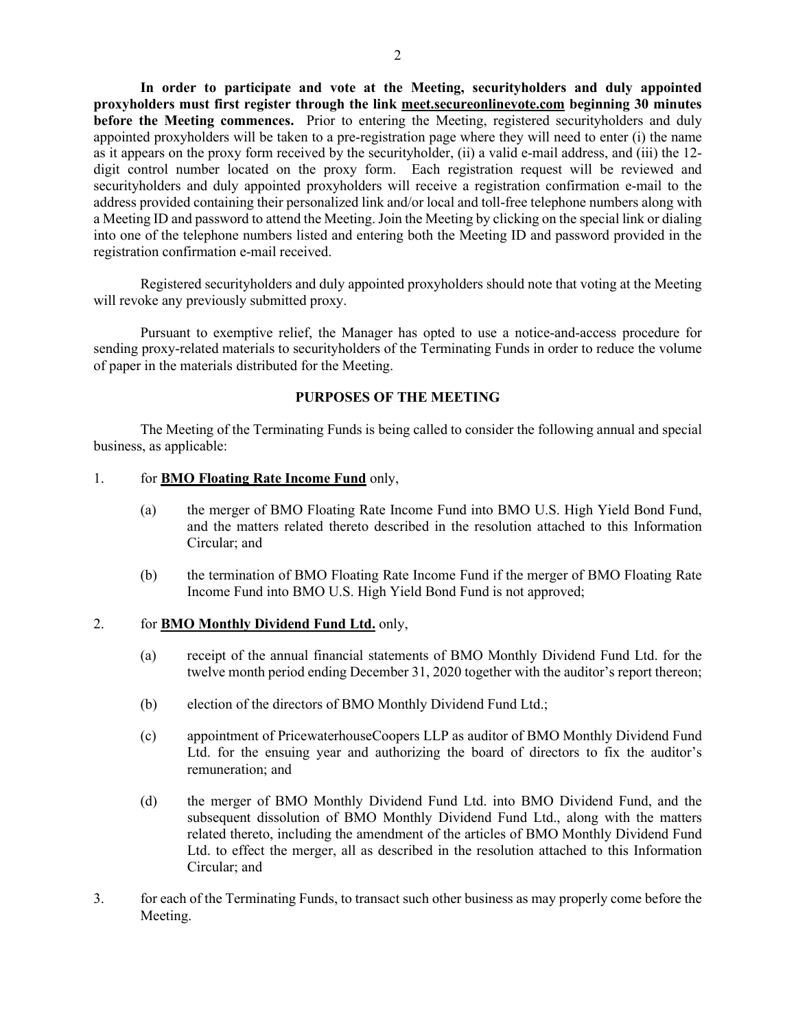**In order to participate and vote at the Meeting, securityholders and duly appointed proxyholders must first register through the link <u>meet.secureonlinevote.com</u> beginning 30 minutes before the Meeting commences.** Prior to entering the Meeting, registered securityholders and duly appointed proxyholders will be taken to a pre-registration page where they will need to enter (i) the name as it appears on the proxy form received by the securityholder, (ii) a valid e-mail address, and (iii) the 12-digit control number located on the proxy form. Each registration request will be reviewed and securityholders and duly appointed proxyholders will receive a registration confirmation e-mail to the address provided containing their personalized link and/or local and toll-free telephone numbers along with a Meeting ID and password to attend the Meeting. Join the Meeting by clicking on the special link or dialing into one of the telephone numbers listed and entering both the Meeting ID and password provided in the registration confirmation e-mail received.

Registered securityholders and duly appointed proxyholders should note that voting at the Meeting will revoke any previously submitted proxy.

Pursuant to exemptive relief, the Manager has opted to use a notice-and-access procedure for sending proxy-related materials to securityholders of the Terminating Funds in order to reduce the volume of paper in the materials distributed for the Meeting.

## PURPOSES OF THE MEETING

The Meeting of the Terminating Funds is being called to consider the following annual and special business, as applicable:

1. for **<u>BMO Floating Rate Income Fund</u>** only,

   (a) the merger of BMO Floating Rate Income Fund into BMO U.S. High Yield Bond Fund, and the matters related thereto described in the resolution attached to this Information Circular; and

   (b) the termination of BMO Floating Rate Income Fund if the merger of BMO Floating Rate Income Fund into BMO U.S. High Yield Bond Fund is not approved;

2. for **<u>BMO Monthly Dividend Fund Ltd.</u>** only,

   (a) receipt of the annual financial statements of BMO Monthly Dividend Fund Ltd. for the twelve month period ending December 31, 2020 together with the auditor's report thereon;

   (b) election of the directors of BMO Monthly Dividend Fund Ltd.;

   (c) appointment of PricewaterhouseCoopers LLP as auditor of BMO Monthly Dividend Fund Ltd. for the ensuing year and authorizing the board of directors to fix the auditor's remuneration; and

   (d) the merger of BMO Monthly Dividend Fund Ltd. into BMO Dividend Fund, and the subsequent dissolution of BMO Monthly Dividend Fund Ltd., along with the matters related thereto, including the amendment of the articles of BMO Monthly Dividend Fund Ltd. to effect the merger, all as described in the resolution attached to this Information Circular; and

3. for each of the Terminating Funds, to transact such other business as may properly come before the Meeting.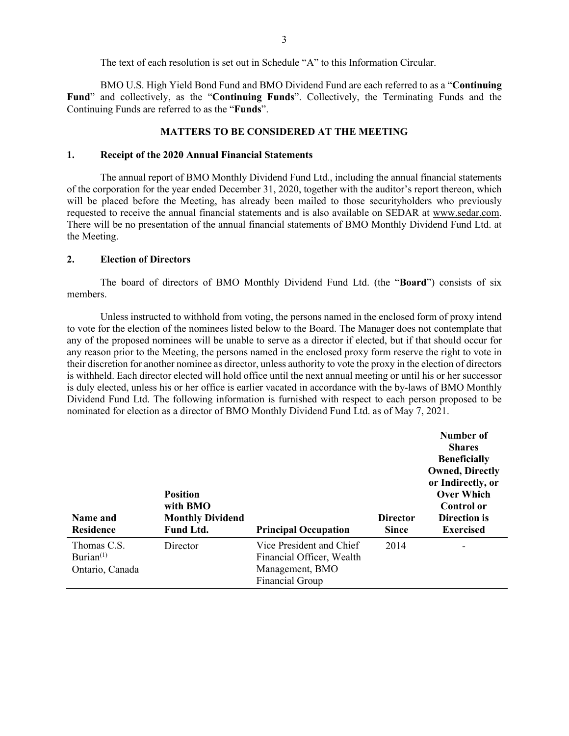The text of each resolution is set out in Schedule "A" to this Information Circular.

BMO U.S. High Yield Bond Fund and BMO Dividend Fund are each referred to as a "**Continuing Fund**" and collectively, as the "**Continuing Funds**". Collectively, the Terminating Funds and the Continuing Funds are referred to as the "**Funds**".

## MATTERS TO BE CONSIDERED AT THE MEETING

### 1. Receipt of the 2020 Annual Financial Statements

The annual report of BMO Monthly Dividend Fund Ltd., including the annual financial statements of the corporation for the year ended December 31, 2020, together with the auditor's report thereon, which will be placed before the Meeting, has already been mailed to those securityholders who previously requested to receive the annual financial statements and is also available on SEDAR at www.sedar.com. There will be no presentation of the annual financial statements of BMO Monthly Dividend Fund Ltd. at the Meeting.

### 2. Election of Directors

The board of directors of BMO Monthly Dividend Fund Ltd. (the "**Board**") consists of six members.

Unless instructed to withhold from voting, the persons named in the enclosed form of proxy intend to vote for the election of the nominees listed below to the Board. The Manager does not contemplate that any of the proposed nominees will be unable to serve as a director if elected, but if that should occur for any reason prior to the Meeting, the persons named in the enclosed proxy form reserve the right to vote in their discretion for another nominee as director, unless authority to vote the proxy in the election of directors is withheld. Each director elected will hold office until the next annual meeting or until his or her successor is duly elected, unless his or her office is earlier vacated in accordance with the by-laws of BMO Monthly Dividend Fund Ltd. The following information is furnished with respect to each person proposed to be nominated for election as a director of BMO Monthly Dividend Fund Ltd. as of May 7, 2021.

| Name and Residence | Position with BMO Monthly Dividend Fund Ltd. | Principal Occupation | Director Since | Number of Shares Beneficially Owned, Directly or Indirectly, or Over Which Control or Direction is Exercised |
|---|---|---|---|---|
| Thomas C.S. Burian[(1)] Ontario, Canada | Director | Vice President and Chief Financial Officer, Wealth Management, BMO Financial Group | 2014 | - |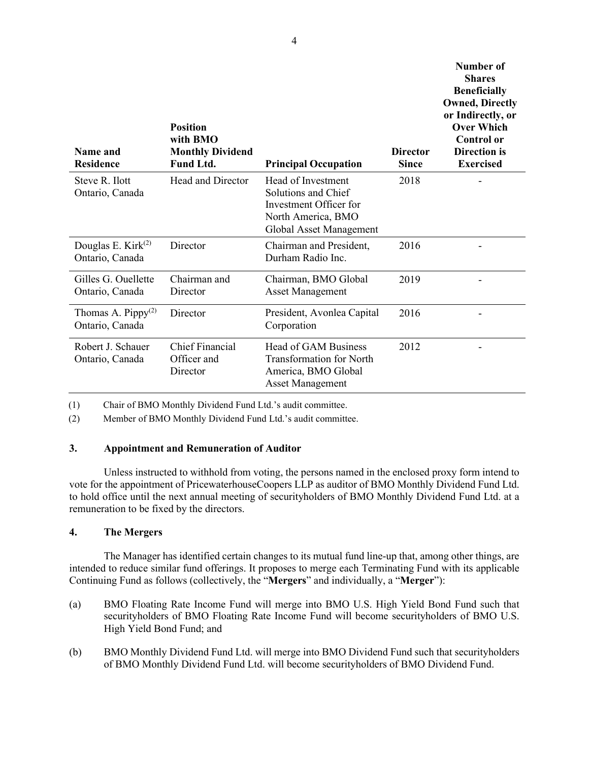| Name and Residence | Position with BMO Monthly Dividend Fund Ltd. | Principal Occupation | Director Since | Number of Shares Beneficially Owned, Directly or Indirectly, or Over Which Control or Direction is Exercised |
|---|---|---|---|---|
| Steve R. Ilott Ontario, Canada | Head and Director | Head of Investment Solutions and Chief Investment Officer for North America, BMO Global Asset Management | 2018 | - |
| Douglas E. Kirk[(2)] Ontario, Canada | Director | Chairman and President, Durham Radio Inc. | 2016 | - |
| Gilles G. Ouellette Ontario, Canada | Chairman and Director | Chairman, BMO Global Asset Management | 2019 | - |
| Thomas A. Pippy[(2)] Ontario, Canada | Director | President, Avonlea Capital Corporation | 2016 | - |
| Robert J. Schauer Ontario, Canada | Chief Financial Officer and Director | Head of GAM Business Transformation for North America, BMO Global Asset Management | 2012 | - |

(1) Chair of BMO Monthly Dividend Fund Ltd.'s audit committee.

(2) Member of BMO Monthly Dividend Fund Ltd.'s audit committee.

## 3. Appointment and Remuneration of Auditor

Unless instructed to withhold from voting, the persons named in the enclosed proxy form intend to vote for the appointment of PricewaterhouseCoopers LLP as auditor of BMO Monthly Dividend Fund Ltd. to hold office until the next annual meeting of securityholders of BMO Monthly Dividend Fund Ltd. at a remuneration to be fixed by the directors.

## 4. The Mergers

The Manager has identified certain changes to its mutual fund line-up that, among other things, are intended to reduce similar fund offerings. It proposes to merge each Terminating Fund with its applicable Continuing Fund as follows (collectively, the "**Mergers**" and individually, a "**Merger**"):

(a) BMO Floating Rate Income Fund will merge into BMO U.S. High Yield Bond Fund such that securityholders of BMO Floating Rate Income Fund will become securityholders of BMO U.S. High Yield Bond Fund; and

(b) BMO Monthly Dividend Fund Ltd. will merge into BMO Dividend Fund such that securityholders of BMO Monthly Dividend Fund Ltd. will become securityholders of BMO Dividend Fund.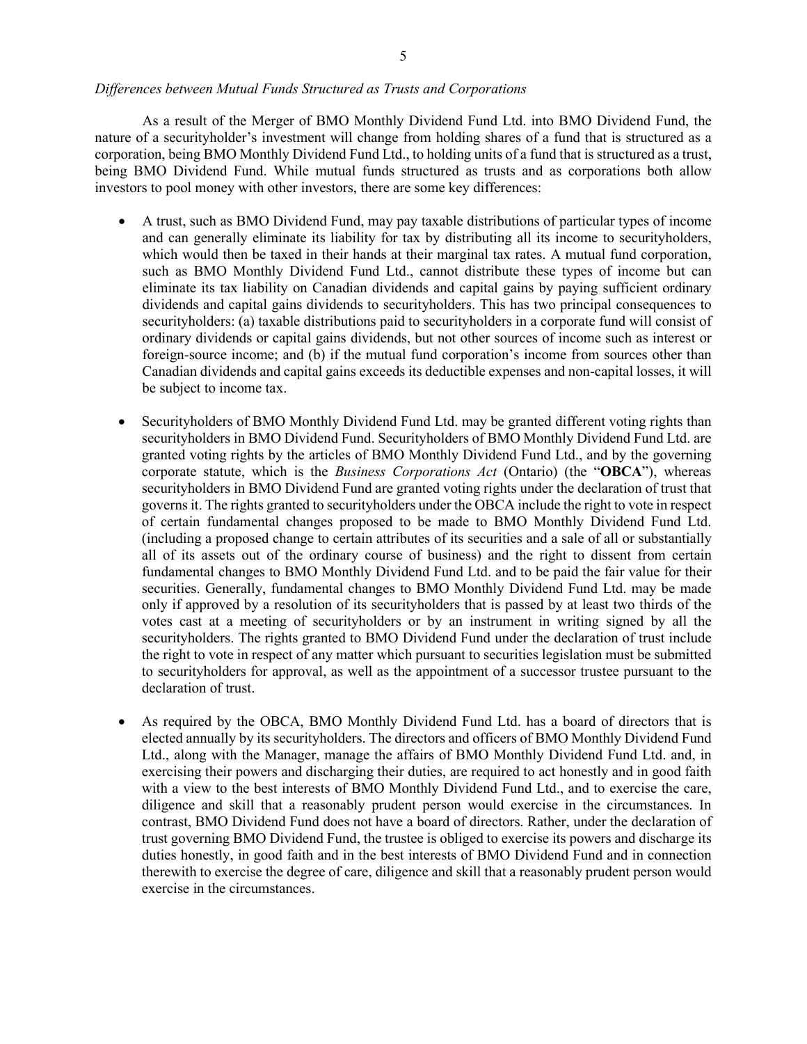*Differences between Mutual Funds Structured as Trusts and Corporations*

As a result of the Merger of BMO Monthly Dividend Fund Ltd. into BMO Dividend Fund, the nature of a securityholder's investment will change from holding shares of a fund that is structured as a corporation, being BMO Monthly Dividend Fund Ltd., to holding units of a fund that is structured as a trust, being BMO Dividend Fund. While mutual funds structured as trusts and as corporations both allow investors to pool money with other investors, there are some key differences:

- A trust, such as BMO Dividend Fund, may pay taxable distributions of particular types of income and can generally eliminate its liability for tax by distributing all its income to securityholders, which would then be taxed in their hands at their marginal tax rates. A mutual fund corporation, such as BMO Monthly Dividend Fund Ltd., cannot distribute these types of income but can eliminate its tax liability on Canadian dividends and capital gains by paying sufficient ordinary dividends and capital gains dividends to securityholders. This has two principal consequences to securityholders: (a) taxable distributions paid to securityholders in a corporate fund will consist of ordinary dividends or capital gains dividends, but not other sources of income such as interest or foreign-source income; and (b) if the mutual fund corporation's income from sources other than Canadian dividends and capital gains exceeds its deductible expenses and non-capital losses, it will be subject to income tax.

- Securityholders of BMO Monthly Dividend Fund Ltd. may be granted different voting rights than securityholders in BMO Dividend Fund. Securityholders of BMO Monthly Dividend Fund Ltd. are granted voting rights by the articles of BMO Monthly Dividend Fund Ltd., and by the governing corporate statute, which is the *Business Corporations Act* (Ontario) (the "**OBCA**"), whereas securityholders in BMO Dividend Fund are granted voting rights under the declaration of trust that governs it. The rights granted to securityholders under the OBCA include the right to vote in respect of certain fundamental changes proposed to be made to BMO Monthly Dividend Fund Ltd. (including a proposed change to certain attributes of its securities and a sale of all or substantially all of its assets out of the ordinary course of business) and the right to dissent from certain fundamental changes to BMO Monthly Dividend Fund Ltd. and to be paid the fair value for their securities. Generally, fundamental changes to BMO Monthly Dividend Fund Ltd. may be made only if approved by a resolution of its securityholders that is passed by at least two thirds of the votes cast at a meeting of securityholders or by an instrument in writing signed by all the securityholders. The rights granted to BMO Dividend Fund under the declaration of trust include the right to vote in respect of any matter which pursuant to securities legislation must be submitted to securityholders for approval, as well as the appointment of a successor trustee pursuant to the declaration of trust.

- As required by the OBCA, BMO Monthly Dividend Fund Ltd. has a board of directors that is elected annually by its securityholders. The directors and officers of BMO Monthly Dividend Fund Ltd., along with the Manager, manage the affairs of BMO Monthly Dividend Fund Ltd. and, in exercising their powers and discharging their duties, are required to act honestly and in good faith with a view to the best interests of BMO Monthly Dividend Fund Ltd., and to exercise the care, diligence and skill that a reasonably prudent person would exercise in the circumstances. In contrast, BMO Dividend Fund does not have a board of directors. Rather, under the declaration of trust governing BMO Dividend Fund, the trustee is obliged to exercise its powers and discharge its duties honestly, in good faith and in the best interests of BMO Dividend Fund and in connection therewith to exercise the degree of care, diligence and skill that a reasonably prudent person would exercise in the circumstances.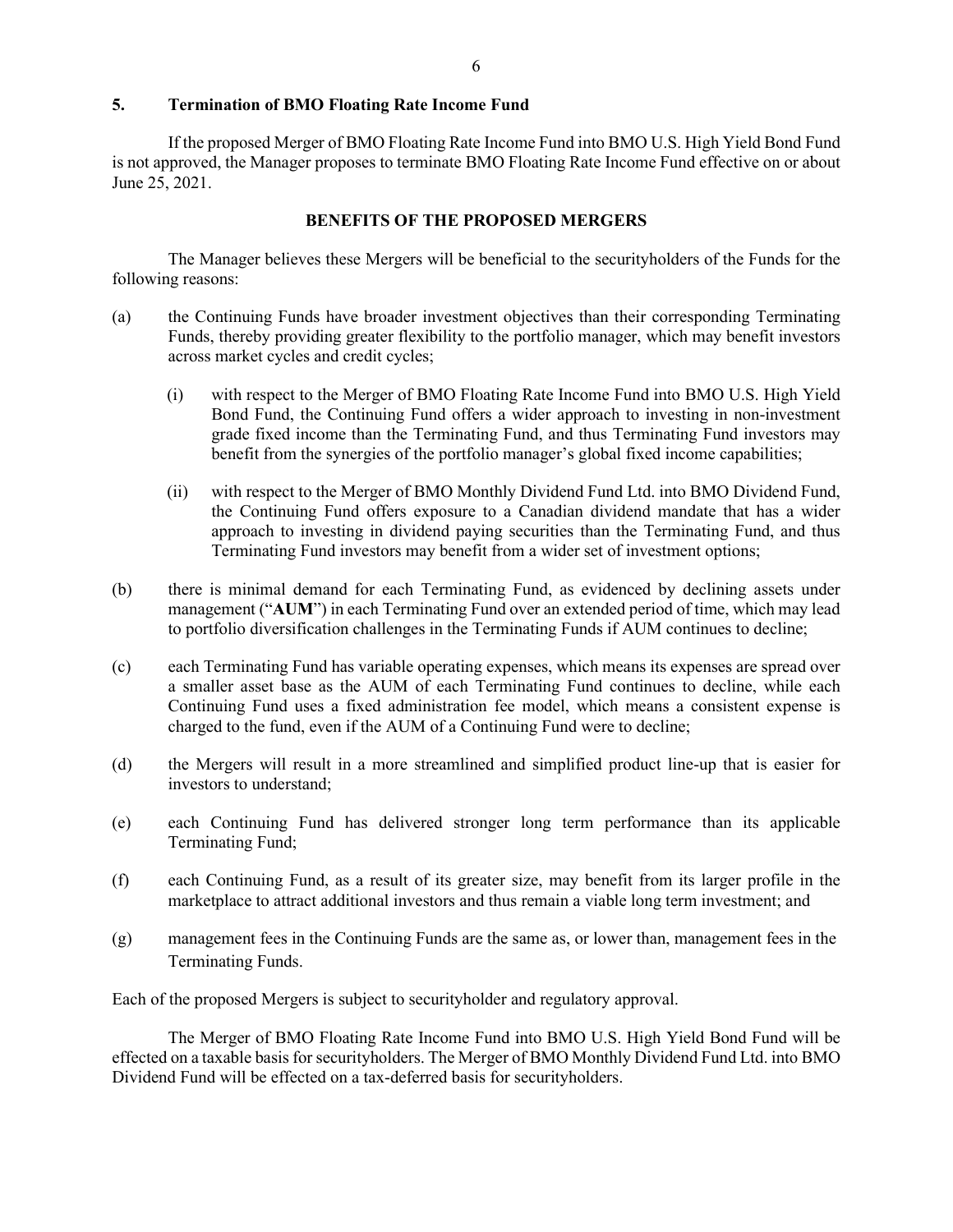## 5. Termination of BMO Floating Rate Income Fund

If the proposed Merger of BMO Floating Rate Income Fund into BMO U.S. High Yield Bond Fund is not approved, the Manager proposes to terminate BMO Floating Rate Income Fund effective on or about June 25, 2021.

## BENEFITS OF THE PROPOSED MERGERS

The Manager believes these Mergers will be beneficial to the securityholders of the Funds for the following reasons:

(a) the Continuing Funds have broader investment objectives than their corresponding Terminating Funds, thereby providing greater flexibility to the portfolio manager, which may benefit investors across market cycles and credit cycles;

  (i) with respect to the Merger of BMO Floating Rate Income Fund into BMO U.S. High Yield Bond Fund, the Continuing Fund offers a wider approach to investing in non-investment grade fixed income than the Terminating Fund, and thus Terminating Fund investors may benefit from the synergies of the portfolio manager's global fixed income capabilities;

  (ii) with respect to the Merger of BMO Monthly Dividend Fund Ltd. into BMO Dividend Fund, the Continuing Fund offers exposure to a Canadian dividend mandate that has a wider approach to investing in dividend paying securities than the Terminating Fund, and thus Terminating Fund investors may benefit from a wider set of investment options;

(b) there is minimal demand for each Terminating Fund, as evidenced by declining assets under management ("**AUM**") in each Terminating Fund over an extended period of time, which may lead to portfolio diversification challenges in the Terminating Funds if AUM continues to decline;

(c) each Terminating Fund has variable operating expenses, which means its expenses are spread over a smaller asset base as the AUM of each Terminating Fund continues to decline, while each Continuing Fund uses a fixed administration fee model, which means a consistent expense is charged to the fund, even if the AUM of a Continuing Fund were to decline;

(d) the Mergers will result in a more streamlined and simplified product line-up that is easier for investors to understand;

(e) each Continuing Fund has delivered stronger long term performance than its applicable Terminating Fund;

(f) each Continuing Fund, as a result of its greater size, may benefit from its larger profile in the marketplace to attract additional investors and thus remain a viable long term investment; and

(g) management fees in the Continuing Funds are the same as, or lower than, management fees in the Terminating Funds.

Each of the proposed Mergers is subject to securityholder and regulatory approval.

The Merger of BMO Floating Rate Income Fund into BMO U.S. High Yield Bond Fund will be effected on a taxable basis for securityholders. The Merger of BMO Monthly Dividend Fund Ltd. into BMO Dividend Fund will be effected on a tax-deferred basis for securityholders.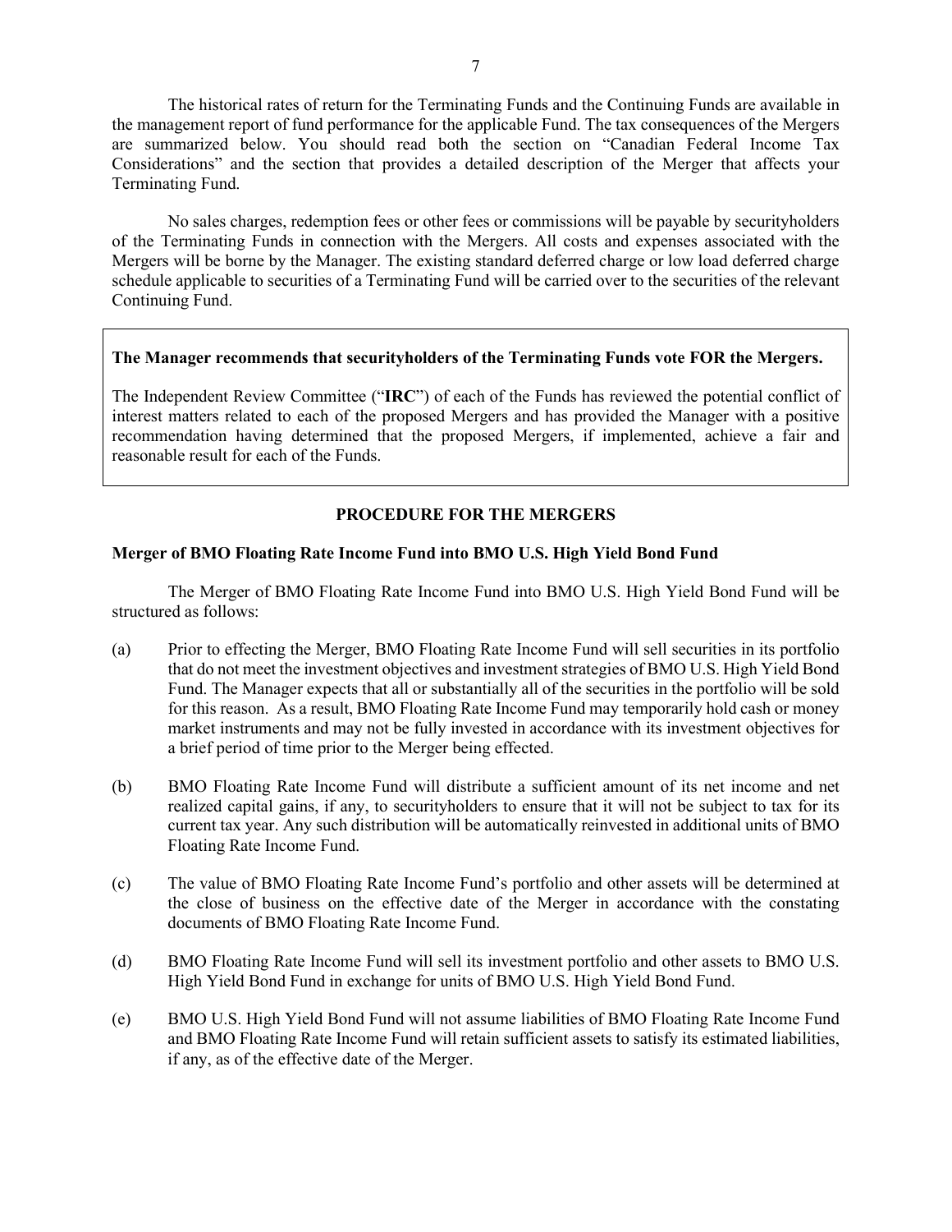The historical rates of return for the Terminating Funds and the Continuing Funds are available in the management report of fund performance for the applicable Fund. The tax consequences of the Mergers are summarized below. You should read both the section on "Canadian Federal Income Tax Considerations" and the section that provides a detailed description of the Merger that affects your Terminating Fund.

No sales charges, redemption fees or other fees or commissions will be payable by securityholders of the Terminating Funds in connection with the Mergers. All costs and expenses associated with the Mergers will be borne by the Manager. The existing standard deferred charge or low load deferred charge schedule applicable to securities of a Terminating Fund will be carried over to the securities of the relevant Continuing Fund.

**The Manager recommends that securityholders of the Terminating Funds vote FOR the Mergers.**

The Independent Review Committee ("**IRC**") of each of the Funds has reviewed the potential conflict of interest matters related to each of the proposed Mergers and has provided the Manager with a positive recommendation having determined that the proposed Mergers, if implemented, achieve a fair and reasonable result for each of the Funds.

## PROCEDURE FOR THE MERGERS

### Merger of BMO Floating Rate Income Fund into BMO U.S. High Yield Bond Fund

The Merger of BMO Floating Rate Income Fund into BMO U.S. High Yield Bond Fund will be structured as follows:

(a) Prior to effecting the Merger, BMO Floating Rate Income Fund will sell securities in its portfolio that do not meet the investment objectives and investment strategies of BMO U.S. High Yield Bond Fund. The Manager expects that all or substantially all of the securities in the portfolio will be sold for this reason. As a result, BMO Floating Rate Income Fund may temporarily hold cash or money market instruments and may not be fully invested in accordance with its investment objectives for a brief period of time prior to the Merger being effected.

(b) BMO Floating Rate Income Fund will distribute a sufficient amount of its net income and net realized capital gains, if any, to securityholders to ensure that it will not be subject to tax for its current tax year. Any such distribution will be automatically reinvested in additional units of BMO Floating Rate Income Fund.

(c) The value of BMO Floating Rate Income Fund's portfolio and other assets will be determined at the close of business on the effective date of the Merger in accordance with the constating documents of BMO Floating Rate Income Fund.

(d) BMO Floating Rate Income Fund will sell its investment portfolio and other assets to BMO U.S. High Yield Bond Fund in exchange for units of BMO U.S. High Yield Bond Fund.

(e) BMO U.S. High Yield Bond Fund will not assume liabilities of BMO Floating Rate Income Fund and BMO Floating Rate Income Fund will retain sufficient assets to satisfy its estimated liabilities, if any, as of the effective date of the Merger.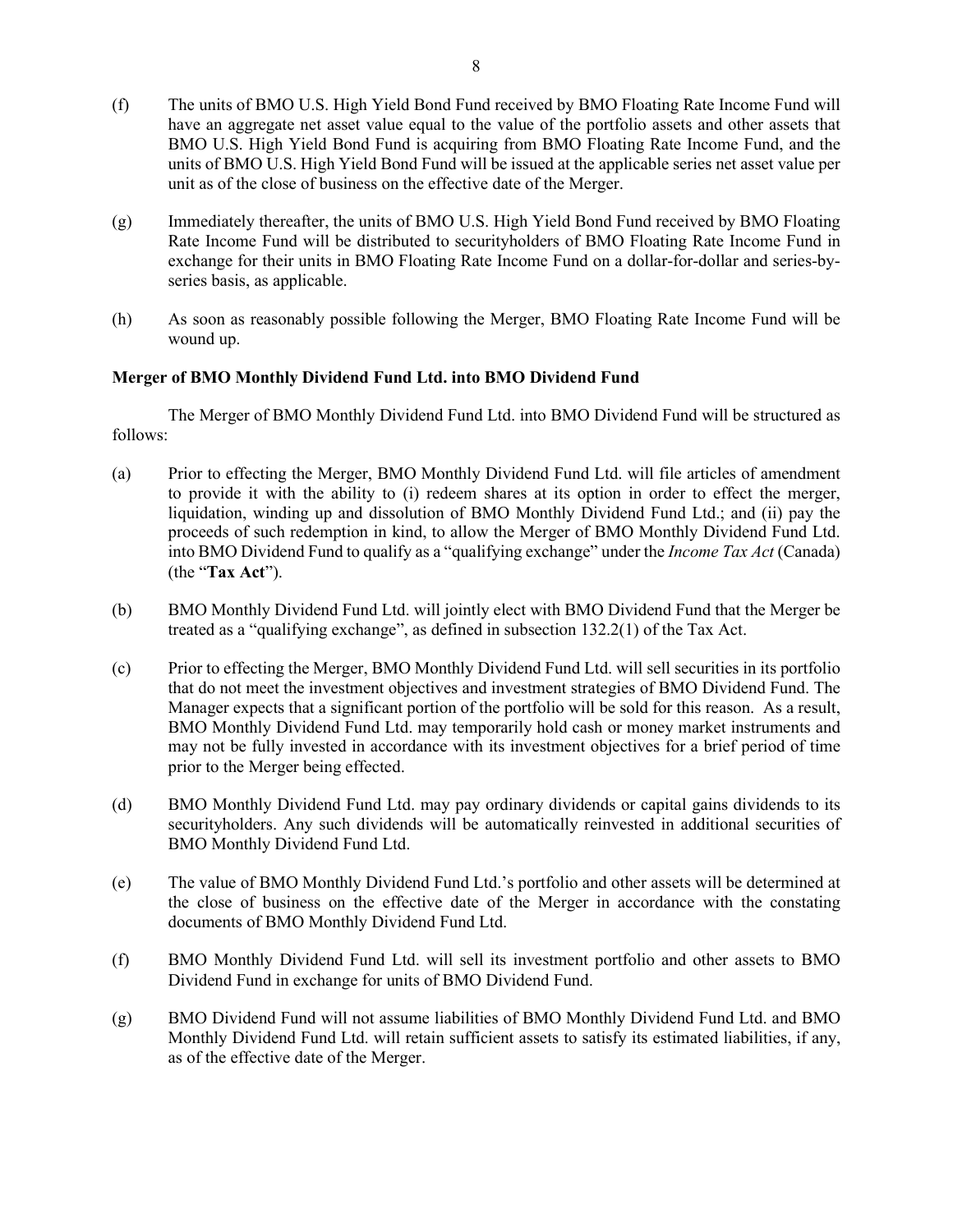(f) The units of BMO U.S. High Yield Bond Fund received by BMO Floating Rate Income Fund will have an aggregate net asset value equal to the value of the portfolio assets and other assets that BMO U.S. High Yield Bond Fund is acquiring from BMO Floating Rate Income Fund, and the units of BMO U.S. High Yield Bond Fund will be issued at the applicable series net asset value per unit as of the close of business on the effective date of the Merger.

(g) Immediately thereafter, the units of BMO U.S. High Yield Bond Fund received by BMO Floating Rate Income Fund will be distributed to securityholders of BMO Floating Rate Income Fund in exchange for their units in BMO Floating Rate Income Fund on a dollar-for-dollar and series-by-series basis, as applicable.

(h) As soon as reasonably possible following the Merger, BMO Floating Rate Income Fund will be wound up.

**Merger of BMO Monthly Dividend Fund Ltd. into BMO Dividend Fund**

The Merger of BMO Monthly Dividend Fund Ltd. into BMO Dividend Fund will be structured as follows:

(a) Prior to effecting the Merger, BMO Monthly Dividend Fund Ltd. will file articles of amendment to provide it with the ability to (i) redeem shares at its option in order to effect the merger, liquidation, winding up and dissolution of BMO Monthly Dividend Fund Ltd.; and (ii) pay the proceeds of such redemption in kind, to allow the Merger of BMO Monthly Dividend Fund Ltd. into BMO Dividend Fund to qualify as a "qualifying exchange" under the *Income Tax Act* (Canada) (the "**Tax Act**").

(b) BMO Monthly Dividend Fund Ltd. will jointly elect with BMO Dividend Fund that the Merger be treated as a "qualifying exchange", as defined in subsection 132.2(1) of the Tax Act.

(c) Prior to effecting the Merger, BMO Monthly Dividend Fund Ltd. will sell securities in its portfolio that do not meet the investment objectives and investment strategies of BMO Dividend Fund. The Manager expects that a significant portion of the portfolio will be sold for this reason. As a result, BMO Monthly Dividend Fund Ltd. may temporarily hold cash or money market instruments and may not be fully invested in accordance with its investment objectives for a brief period of time prior to the Merger being effected.

(d) BMO Monthly Dividend Fund Ltd. may pay ordinary dividends or capital gains dividends to its securityholders. Any such dividends will be automatically reinvested in additional securities of BMO Monthly Dividend Fund Ltd.

(e) The value of BMO Monthly Dividend Fund Ltd.'s portfolio and other assets will be determined at the close of business on the effective date of the Merger in accordance with the constating documents of BMO Monthly Dividend Fund Ltd.

(f) BMO Monthly Dividend Fund Ltd. will sell its investment portfolio and other assets to BMO Dividend Fund in exchange for units of BMO Dividend Fund.

(g) BMO Dividend Fund will not assume liabilities of BMO Monthly Dividend Fund Ltd. and BMO Monthly Dividend Fund Ltd. will retain sufficient assets to satisfy its estimated liabilities, if any, as of the effective date of the Merger.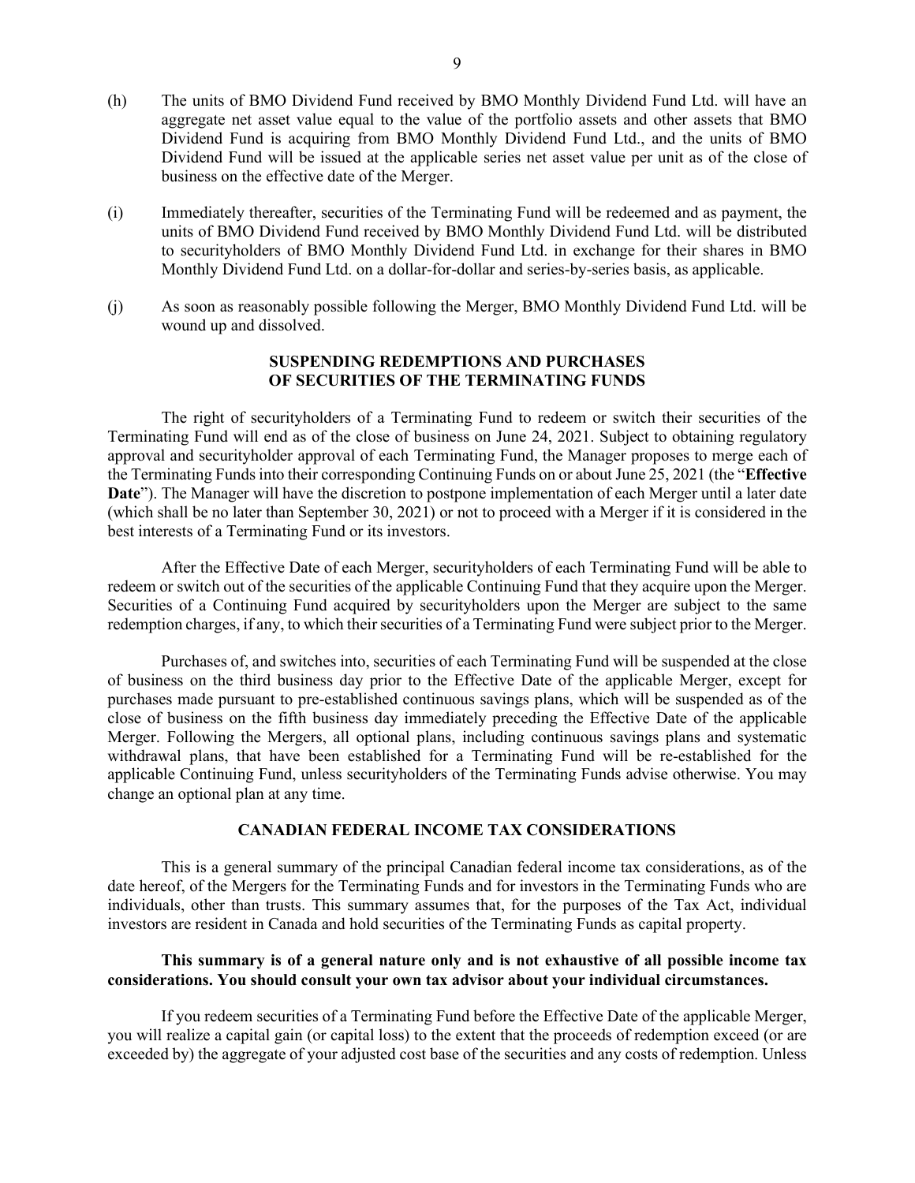(h) The units of BMO Dividend Fund received by BMO Monthly Dividend Fund Ltd. will have an aggregate net asset value equal to the value of the portfolio assets and other assets that BMO Dividend Fund is acquiring from BMO Monthly Dividend Fund Ltd., and the units of BMO Dividend Fund will be issued at the applicable series net asset value per unit as of the close of business on the effective date of the Merger.

(i) Immediately thereafter, securities of the Terminating Fund will be redeemed and as payment, the units of BMO Dividend Fund received by BMO Monthly Dividend Fund Ltd. will be distributed to securityholders of BMO Monthly Dividend Fund Ltd. in exchange for their shares in BMO Monthly Dividend Fund Ltd. on a dollar-for-dollar and series-by-series basis, as applicable.

(j) As soon as reasonably possible following the Merger, BMO Monthly Dividend Fund Ltd. will be wound up and dissolved.

## SUSPENDING REDEMPTIONS AND PURCHASES OF SECURITIES OF THE TERMINATING FUNDS

The right of securityholders of a Terminating Fund to redeem or switch their securities of the Terminating Fund will end as of the close of business on June 24, 2021. Subject to obtaining regulatory approval and securityholder approval of each Terminating Fund, the Manager proposes to merge each of the Terminating Funds into their corresponding Continuing Funds on or about June 25, 2021 (the "**Effective Date**"). The Manager will have the discretion to postpone implementation of each Merger until a later date (which shall be no later than September 30, 2021) or not to proceed with a Merger if it is considered in the best interests of a Terminating Fund or its investors.

After the Effective Date of each Merger, securityholders of each Terminating Fund will be able to redeem or switch out of the securities of the applicable Continuing Fund that they acquire upon the Merger. Securities of a Continuing Fund acquired by securityholders upon the Merger are subject to the same redemption charges, if any, to which their securities of a Terminating Fund were subject prior to the Merger.

Purchases of, and switches into, securities of each Terminating Fund will be suspended at the close of business on the third business day prior to the Effective Date of the applicable Merger, except for purchases made pursuant to pre-established continuous savings plans, which will be suspended as of the close of business on the fifth business day immediately preceding the Effective Date of the applicable Merger. Following the Mergers, all optional plans, including continuous savings plans and systematic withdrawal plans, that have been established for a Terminating Fund will be re-established for the applicable Continuing Fund, unless securityholders of the Terminating Funds advise otherwise. You may change an optional plan at any time.

## CANADIAN FEDERAL INCOME TAX CONSIDERATIONS

This is a general summary of the principal Canadian federal income tax considerations, as of the date hereof, of the Mergers for the Terminating Funds and for investors in the Terminating Funds who are individuals, other than trusts. This summary assumes that, for the purposes of the Tax Act, individual investors are resident in Canada and hold securities of the Terminating Funds as capital property.

**This summary is of a general nature only and is not exhaustive of all possible income tax considerations. You should consult your own tax advisor about your individual circumstances.**

If you redeem securities of a Terminating Fund before the Effective Date of the applicable Merger, you will realize a capital gain (or capital loss) to the extent that the proceeds of redemption exceed (or are exceeded by) the aggregate of your adjusted cost base of the securities and any costs of redemption. Unless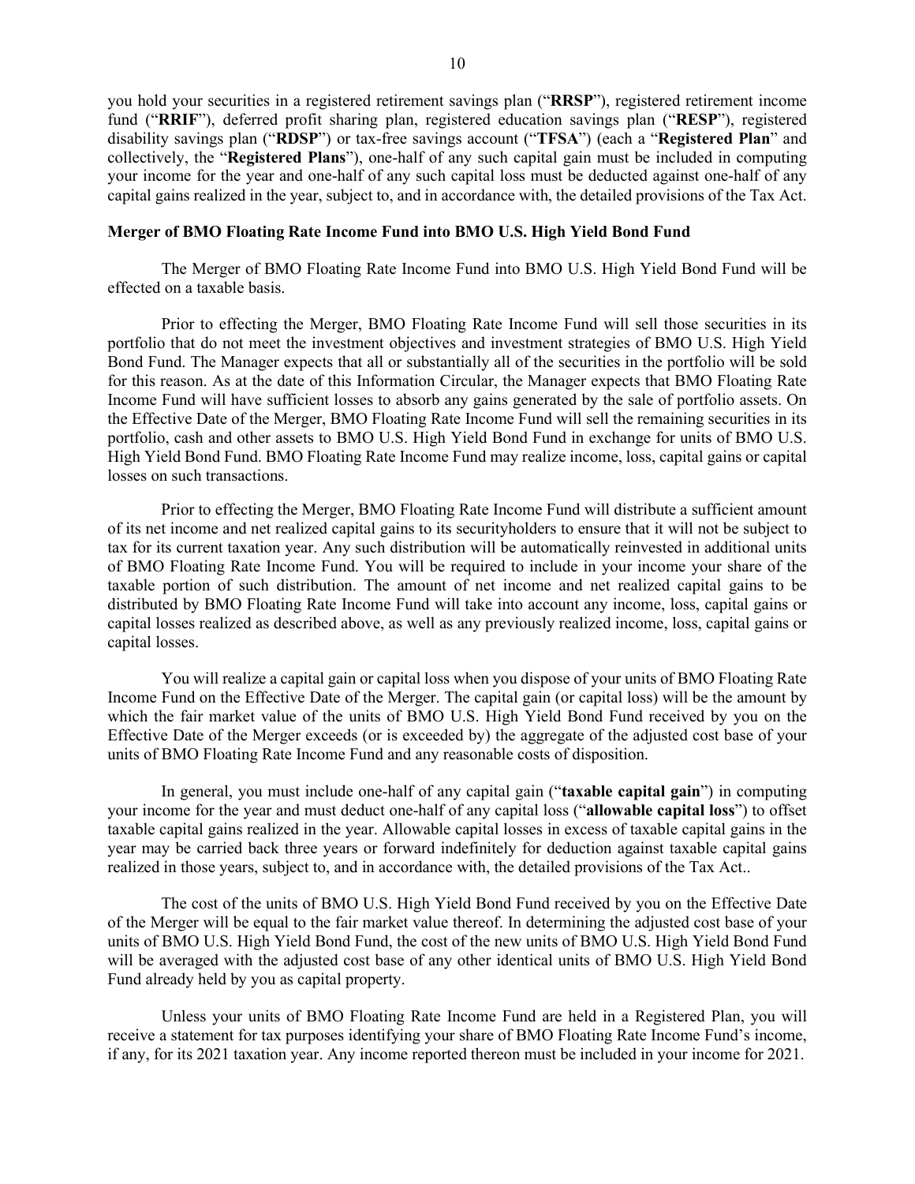you hold your securities in a registered retirement savings plan ("**RRSP**"), registered retirement income fund ("**RRIF**"), deferred profit sharing plan, registered education savings plan ("**RESP**"), registered disability savings plan ("**RDSP**") or tax-free savings account ("**TFSA**") (each a "**Registered Plan**" and collectively, the "**Registered Plans**"), one-half of any such capital gain must be included in computing your income for the year and one-half of any such capital loss must be deducted against one-half of any capital gains realized in the year, subject to, and in accordance with, the detailed provisions of the Tax Act.

**Merger of BMO Floating Rate Income Fund into BMO U.S. High Yield Bond Fund**

The Merger of BMO Floating Rate Income Fund into BMO U.S. High Yield Bond Fund will be effected on a taxable basis.

Prior to effecting the Merger, BMO Floating Rate Income Fund will sell those securities in its portfolio that do not meet the investment objectives and investment strategies of BMO U.S. High Yield Bond Fund. The Manager expects that all or substantially all of the securities in the portfolio will be sold for this reason. As at the date of this Information Circular, the Manager expects that BMO Floating Rate Income Fund will have sufficient losses to absorb any gains generated by the sale of portfolio assets. On the Effective Date of the Merger, BMO Floating Rate Income Fund will sell the remaining securities in its portfolio, cash and other assets to BMO U.S. High Yield Bond Fund in exchange for units of BMO U.S. High Yield Bond Fund. BMO Floating Rate Income Fund may realize income, loss, capital gains or capital losses on such transactions.

Prior to effecting the Merger, BMO Floating Rate Income Fund will distribute a sufficient amount of its net income and net realized capital gains to its securityholders to ensure that it will not be subject to tax for its current taxation year. Any such distribution will be automatically reinvested in additional units of BMO Floating Rate Income Fund. You will be required to include in your income your share of the taxable portion of such distribution. The amount of net income and net realized capital gains to be distributed by BMO Floating Rate Income Fund will take into account any income, loss, capital gains or capital losses realized as described above, as well as any previously realized income, loss, capital gains or capital losses.

You will realize a capital gain or capital loss when you dispose of your units of BMO Floating Rate Income Fund on the Effective Date of the Merger. The capital gain (or capital loss) will be the amount by which the fair market value of the units of BMO U.S. High Yield Bond Fund received by you on the Effective Date of the Merger exceeds (or is exceeded by) the aggregate of the adjusted cost base of your units of BMO Floating Rate Income Fund and any reasonable costs of disposition.

In general, you must include one-half of any capital gain ("**taxable capital gain**") in computing your income for the year and must deduct one-half of any capital loss ("**allowable capital loss**") to offset taxable capital gains realized in the year. Allowable capital losses in excess of taxable capital gains in the year may be carried back three years or forward indefinitely for deduction against taxable capital gains realized in those years, subject to, and in accordance with, the detailed provisions of the Tax Act..

The cost of the units of BMO U.S. High Yield Bond Fund received by you on the Effective Date of the Merger will be equal to the fair market value thereof. In determining the adjusted cost base of your units of BMO U.S. High Yield Bond Fund, the cost of the new units of BMO U.S. High Yield Bond Fund will be averaged with the adjusted cost base of any other identical units of BMO U.S. High Yield Bond Fund already held by you as capital property.

Unless your units of BMO Floating Rate Income Fund are held in a Registered Plan, you will receive a statement for tax purposes identifying your share of BMO Floating Rate Income Fund's income, if any, for its 2021 taxation year. Any income reported thereon must be included in your income for 2021.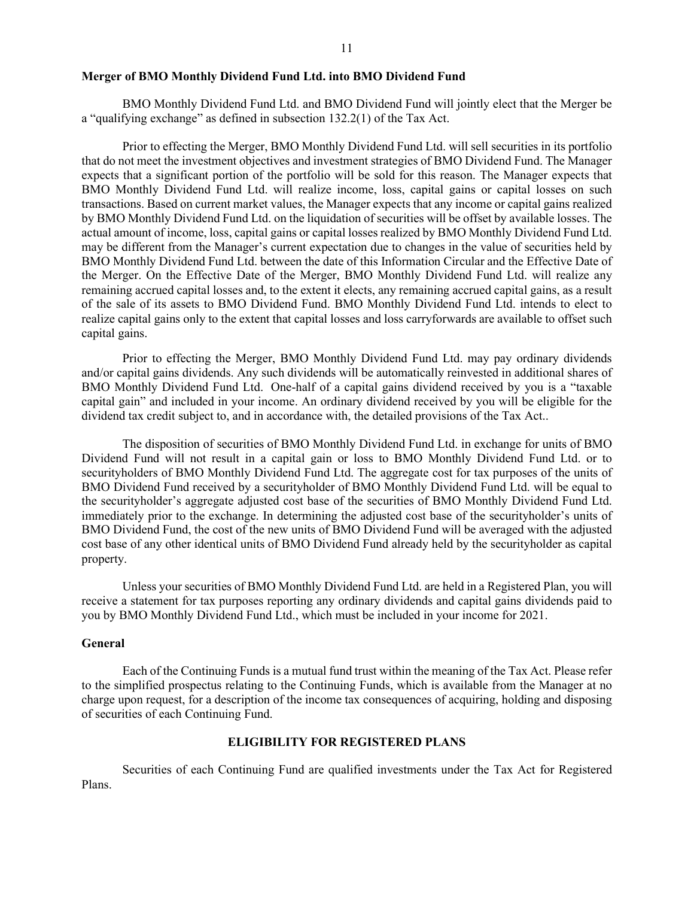**Merger of BMO Monthly Dividend Fund Ltd. into BMO Dividend Fund**

BMO Monthly Dividend Fund Ltd. and BMO Dividend Fund will jointly elect that the Merger be a "qualifying exchange" as defined in subsection 132.2(1) of the Tax Act.

Prior to effecting the Merger, BMO Monthly Dividend Fund Ltd. will sell securities in its portfolio that do not meet the investment objectives and investment strategies of BMO Dividend Fund. The Manager expects that a significant portion of the portfolio will be sold for this reason. The Manager expects that BMO Monthly Dividend Fund Ltd. will realize income, loss, capital gains or capital losses on such transactions. Based on current market values, the Manager expects that any income or capital gains realized by BMO Monthly Dividend Fund Ltd. on the liquidation of securities will be offset by available losses. The actual amount of income, loss, capital gains or capital losses realized by BMO Monthly Dividend Fund Ltd. may be different from the Manager's current expectation due to changes in the value of securities held by BMO Monthly Dividend Fund Ltd. between the date of this Information Circular and the Effective Date of the Merger. On the Effective Date of the Merger, BMO Monthly Dividend Fund Ltd. will realize any remaining accrued capital losses and, to the extent it elects, any remaining accrued capital gains, as a result of the sale of its assets to BMO Dividend Fund. BMO Monthly Dividend Fund Ltd. intends to elect to realize capital gains only to the extent that capital losses and loss carryforwards are available to offset such capital gains.

Prior to effecting the Merger, BMO Monthly Dividend Fund Ltd. may pay ordinary dividends and/or capital gains dividends. Any such dividends will be automatically reinvested in additional shares of BMO Monthly Dividend Fund Ltd. One-half of a capital gains dividend received by you is a "taxable capital gain" and included in your income. An ordinary dividend received by you will be eligible for the dividend tax credit subject to, and in accordance with, the detailed provisions of the Tax Act..

The disposition of securities of BMO Monthly Dividend Fund Ltd. in exchange for units of BMO Dividend Fund will not result in a capital gain or loss to BMO Monthly Dividend Fund Ltd. or to securityholders of BMO Monthly Dividend Fund Ltd. The aggregate cost for tax purposes of the units of BMO Dividend Fund received by a securityholder of BMO Monthly Dividend Fund Ltd. will be equal to the securityholder's aggregate adjusted cost base of the securities of BMO Monthly Dividend Fund Ltd. immediately prior to the exchange. In determining the adjusted cost base of the securityholder's units of BMO Dividend Fund, the cost of the new units of BMO Dividend Fund will be averaged with the adjusted cost base of any other identical units of BMO Dividend Fund already held by the securityholder as capital property.

Unless your securities of BMO Monthly Dividend Fund Ltd. are held in a Registered Plan, you will receive a statement for tax purposes reporting any ordinary dividends and capital gains dividends paid to you by BMO Monthly Dividend Fund Ltd., which must be included in your income for 2021.

**General**

Each of the Continuing Funds is a mutual fund trust within the meaning of the Tax Act. Please refer to the simplified prospectus relating to the Continuing Funds, which is available from the Manager at no charge upon request, for a description of the income tax consequences of acquiring, holding and disposing of securities of each Continuing Fund.

## ELIGIBILITY FOR REGISTERED PLANS

Securities of each Continuing Fund are qualified investments under the Tax Act for Registered Plans.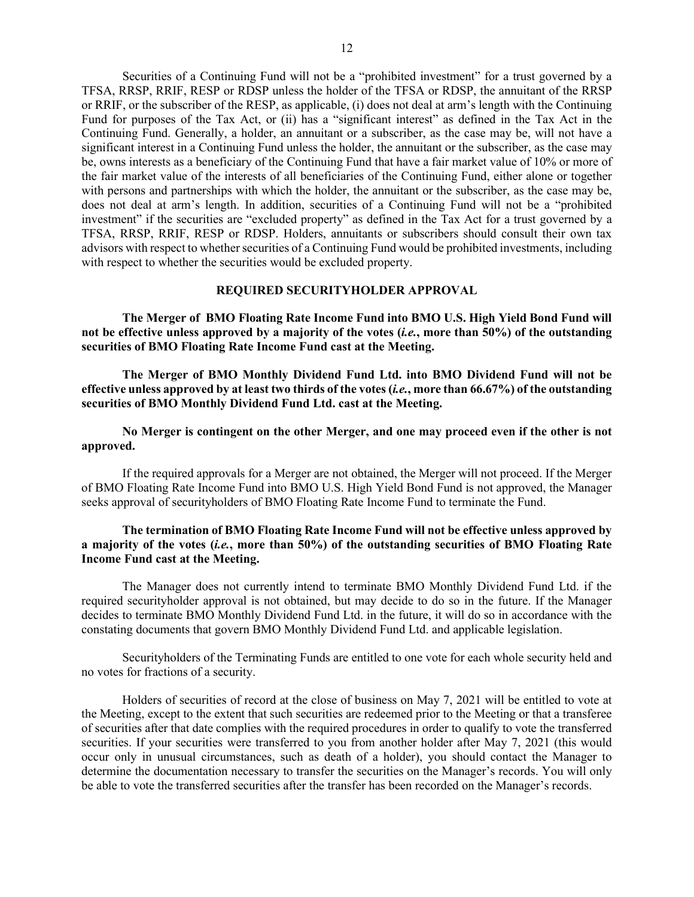Securities of a Continuing Fund will not be a "prohibited investment" for a trust governed by a TFSA, RRSP, RRIF, RESP or RDSP unless the holder of the TFSA or RDSP, the annuitant of the RRSP or RRIF, or the subscriber of the RESP, as applicable, (i) does not deal at arm's length with the Continuing Fund for purposes of the Tax Act, or (ii) has a "significant interest" as defined in the Tax Act in the Continuing Fund. Generally, a holder, an annuitant or a subscriber, as the case may be, will not have a significant interest in a Continuing Fund unless the holder, the annuitant or the subscriber, as the case may be, owns interests as a beneficiary of the Continuing Fund that have a fair market value of 10% or more of the fair market value of the interests of all beneficiaries of the Continuing Fund, either alone or together with persons and partnerships with which the holder, the annuitant or the subscriber, as the case may be, does not deal at arm's length. In addition, securities of a Continuing Fund will not be a "prohibited investment" if the securities are "excluded property" as defined in the Tax Act for a trust governed by a TFSA, RRSP, RRIF, RESP or RDSP. Holders, annuitants or subscribers should consult their own tax advisors with respect to whether securities of a Continuing Fund would be prohibited investments, including with respect to whether the securities would be excluded property.

## REQUIRED SECURITYHOLDER APPROVAL

**The Merger of BMO Floating Rate Income Fund into BMO U.S. High Yield Bond Fund will not be effective unless approved by a majority of the votes (*i.e.*, more than 50%) of the outstanding securities of BMO Floating Rate Income Fund cast at the Meeting.**

**The Merger of BMO Monthly Dividend Fund Ltd. into BMO Dividend Fund will not be effective unless approved by at least two thirds of the votes (*i.e.*, more than 66.67%) of the outstanding securities of BMO Monthly Dividend Fund Ltd. cast at the Meeting.**

**No Merger is contingent on the other Merger, and one may proceed even if the other is not approved.**

If the required approvals for a Merger are not obtained, the Merger will not proceed. If the Merger of BMO Floating Rate Income Fund into BMO U.S. High Yield Bond Fund is not approved, the Manager seeks approval of securityholders of BMO Floating Rate Income Fund to terminate the Fund.

**The termination of BMO Floating Rate Income Fund will not be effective unless approved by a majority of the votes (*i.e.*, more than 50%) of the outstanding securities of BMO Floating Rate Income Fund cast at the Meeting.**

The Manager does not currently intend to terminate BMO Monthly Dividend Fund Ltd. if the required securityholder approval is not obtained, but may decide to do so in the future. If the Manager decides to terminate BMO Monthly Dividend Fund Ltd. in the future, it will do so in accordance with the constating documents that govern BMO Monthly Dividend Fund Ltd. and applicable legislation.

Securityholders of the Terminating Funds are entitled to one vote for each whole security held and no votes for fractions of a security.

Holders of securities of record at the close of business on May 7, 2021 will be entitled to vote at the Meeting, except to the extent that such securities are redeemed prior to the Meeting or that a transferee of securities after that date complies with the required procedures in order to qualify to vote the transferred securities. If your securities were transferred to you from another holder after May 7, 2021 (this would occur only in unusual circumstances, such as death of a holder), you should contact the Manager to determine the documentation necessary to transfer the securities on the Manager's records. You will only be able to vote the transferred securities after the transfer has been recorded on the Manager's records.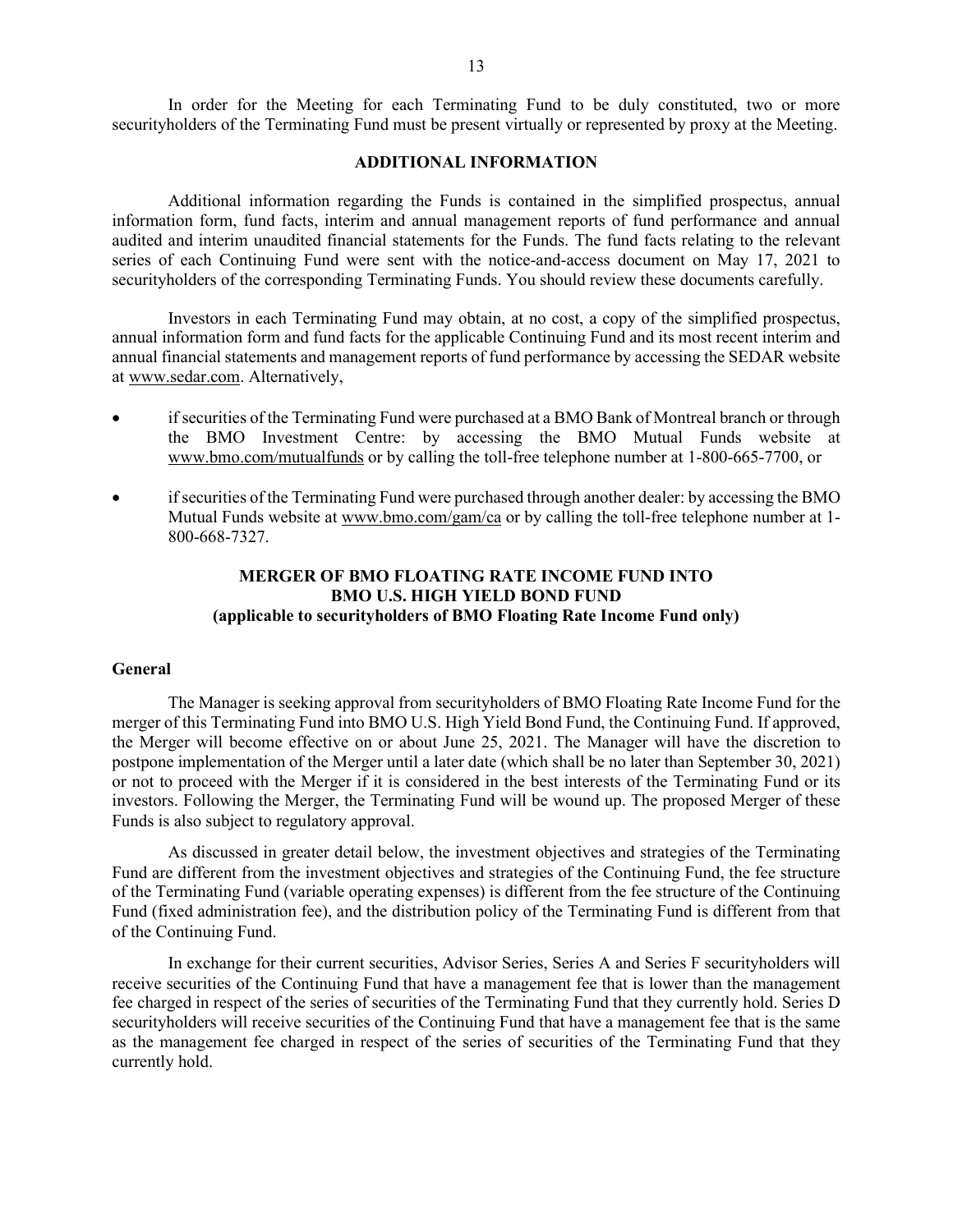In order for the Meeting for each Terminating Fund to be duly constituted, two or more securityholders of the Terminating Fund must be present virtually or represented by proxy at the Meeting.

## ADDITIONAL INFORMATION

Additional information regarding the Funds is contained in the simplified prospectus, annual information form, fund facts, interim and annual management reports of fund performance and annual audited and interim unaudited financial statements for the Funds. The fund facts relating to the relevant series of each Continuing Fund were sent with the notice-and-access document on May 17, 2021 to securityholders of the corresponding Terminating Funds. You should review these documents carefully.

Investors in each Terminating Fund may obtain, at no cost, a copy of the simplified prospectus, annual information form and fund facts for the applicable Continuing Fund and its most recent interim and annual financial statements and management reports of fund performance by accessing the SEDAR website at www.sedar.com. Alternatively,

- if securities of the Terminating Fund were purchased at a BMO Bank of Montreal branch or through the BMO Investment Centre: by accessing the BMO Mutual Funds website at www.bmo.com/mutualfunds or by calling the toll-free telephone number at 1-800-665-7700, or
- if securities of the Terminating Fund were purchased through another dealer: by accessing the BMO Mutual Funds website at www.bmo.com/gam/ca or by calling the toll-free telephone number at 1-800-668-7327.

## MERGER OF BMO FLOATING RATE INCOME FUND INTO BMO U.S. HIGH YIELD BOND FUND (applicable to securityholders of BMO Floating Rate Income Fund only)

### General

The Manager is seeking approval from securityholders of BMO Floating Rate Income Fund for the merger of this Terminating Fund into BMO U.S. High Yield Bond Fund, the Continuing Fund. If approved, the Merger will become effective on or about June 25, 2021. The Manager will have the discretion to postpone implementation of the Merger until a later date (which shall be no later than September 30, 2021) or not to proceed with the Merger if it is considered in the best interests of the Terminating Fund or its investors. Following the Merger, the Terminating Fund will be wound up. The proposed Merger of these Funds is also subject to regulatory approval.

As discussed in greater detail below, the investment objectives and strategies of the Terminating Fund are different from the investment objectives and strategies of the Continuing Fund, the fee structure of the Terminating Fund (variable operating expenses) is different from the fee structure of the Continuing Fund (fixed administration fee), and the distribution policy of the Terminating Fund is different from that of the Continuing Fund.

In exchange for their current securities, Advisor Series, Series A and Series F securityholders will receive securities of the Continuing Fund that have a management fee that is lower than the management fee charged in respect of the series of securities of the Terminating Fund that they currently hold. Series D securityholders will receive securities of the Continuing Fund that have a management fee that is the same as the management fee charged in respect of the series of securities of the Terminating Fund that they currently hold.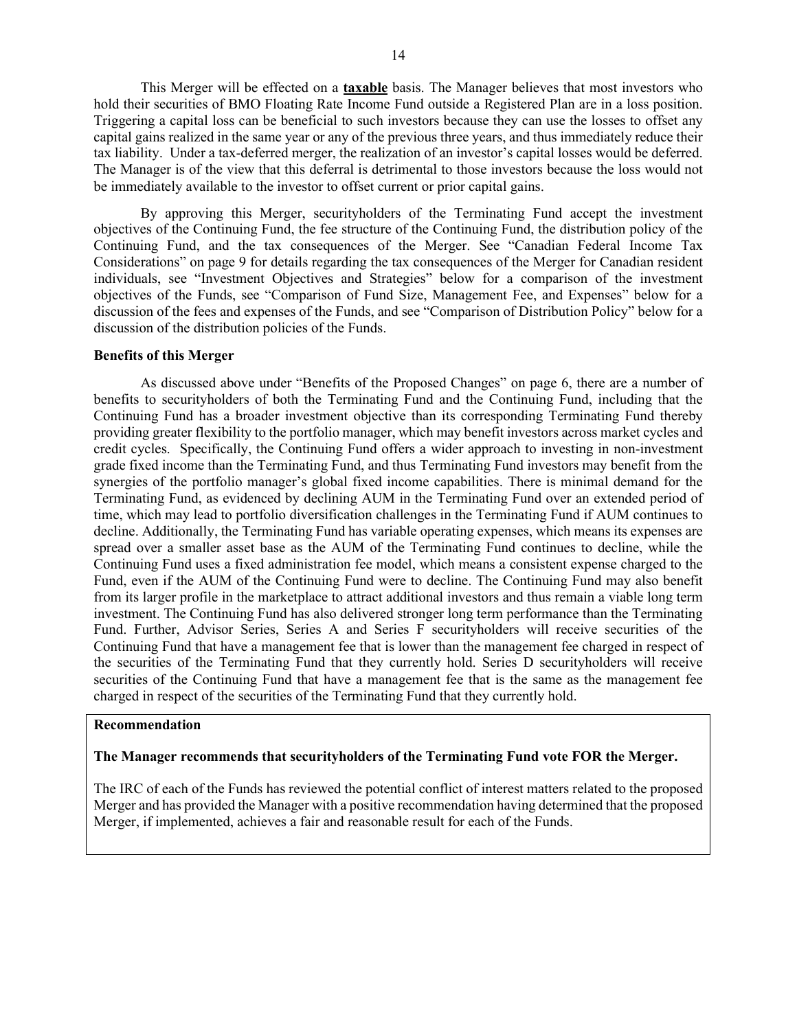This Merger will be effected on a **taxable** basis. The Manager believes that most investors who hold their securities of BMO Floating Rate Income Fund outside a Registered Plan are in a loss position. Triggering a capital loss can be beneficial to such investors because they can use the losses to offset any capital gains realized in the same year or any of the previous three years, and thus immediately reduce their tax liability. Under a tax-deferred merger, the realization of an investor's capital losses would be deferred. The Manager is of the view that this deferral is detrimental to those investors because the loss would not be immediately available to the investor to offset current or prior capital gains.

By approving this Merger, securityholders of the Terminating Fund accept the investment objectives of the Continuing Fund, the fee structure of the Continuing Fund, the distribution policy of the Continuing Fund, and the tax consequences of the Merger. See "Canadian Federal Income Tax Considerations" on page 9 for details regarding the tax consequences of the Merger for Canadian resident individuals, see "Investment Objectives and Strategies" below for a comparison of the investment objectives of the Funds, see "Comparison of Fund Size, Management Fee, and Expenses" below for a discussion of the fees and expenses of the Funds, and see "Comparison of Distribution Policy" below for a discussion of the distribution policies of the Funds.

**Benefits of this Merger**

As discussed above under "Benefits of the Proposed Changes" on page 6, there are a number of benefits to securityholders of both the Terminating Fund and the Continuing Fund, including that the Continuing Fund has a broader investment objective than its corresponding Terminating Fund thereby providing greater flexibility to the portfolio manager, which may benefit investors across market cycles and credit cycles. Specifically, the Continuing Fund offers a wider approach to investing in non-investment grade fixed income than the Terminating Fund, and thus Terminating Fund investors may benefit from the synergies of the portfolio manager's global fixed income capabilities. There is minimal demand for the Terminating Fund, as evidenced by declining AUM in the Terminating Fund over an extended period of time, which may lead to portfolio diversification challenges in the Terminating Fund if AUM continues to decline. Additionally, the Terminating Fund has variable operating expenses, which means its expenses are spread over a smaller asset base as the AUM of the Terminating Fund continues to decline, while the Continuing Fund uses a fixed administration fee model, which means a consistent expense charged to the Fund, even if the AUM of the Continuing Fund were to decline. The Continuing Fund may also benefit from its larger profile in the marketplace to attract additional investors and thus remain a viable long term investment. The Continuing Fund has also delivered stronger long term performance than the Terminating Fund. Further, Advisor Series, Series A and Series F securityholders will receive securities of the Continuing Fund that have a management fee that is lower than the management fee charged in respect of the securities of the Terminating Fund that they currently hold. Series D securityholders will receive securities of the Continuing Fund that have a management fee that is the same as the management fee charged in respect of the securities of the Terminating Fund that they currently hold.

**Recommendation**

**The Manager recommends that securityholders of the Terminating Fund vote FOR the Merger.**

The IRC of each of the Funds has reviewed the potential conflict of interest matters related to the proposed Merger and has provided the Manager with a positive recommendation having determined that the proposed Merger, if implemented, achieves a fair and reasonable result for each of the Funds.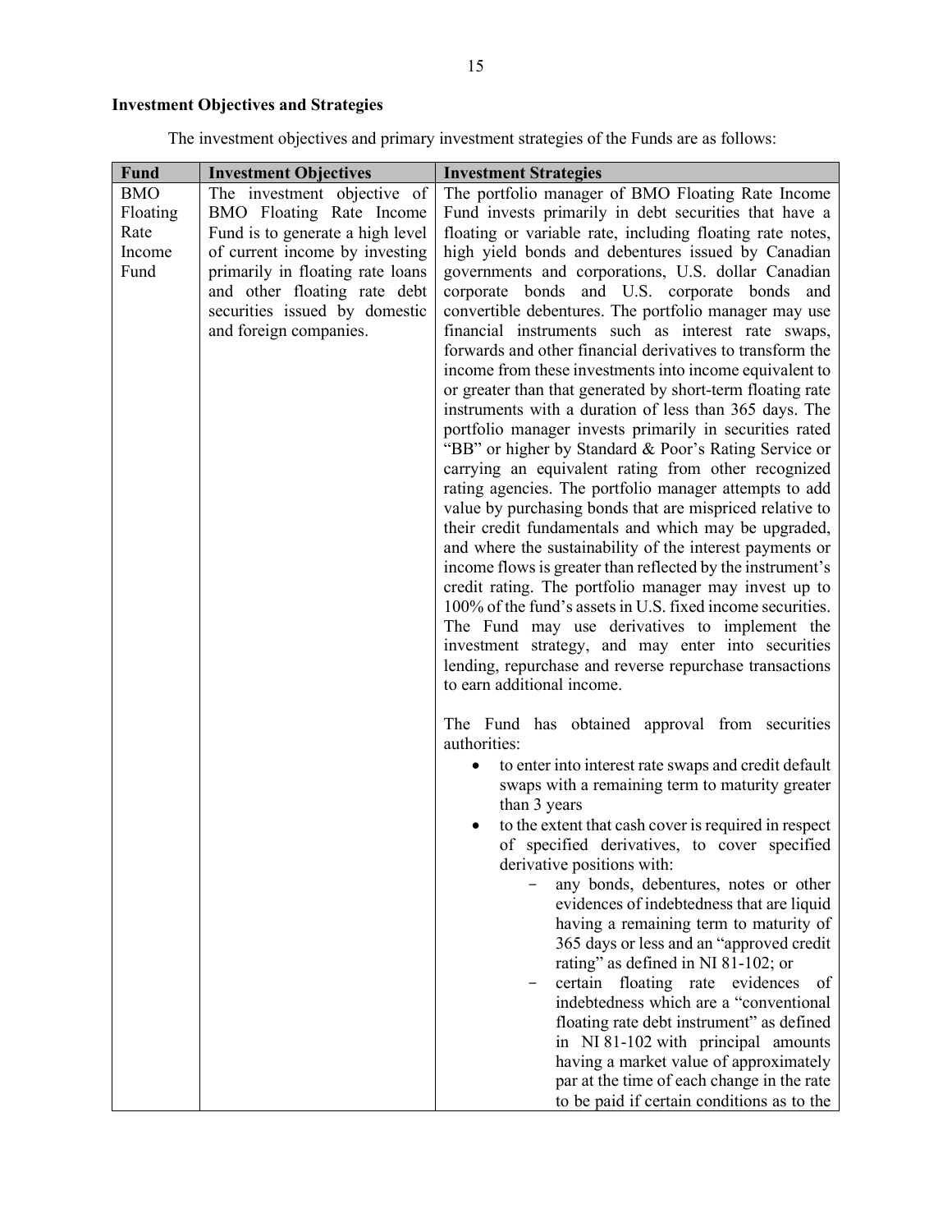**Investment Objectives and Strategies**

The investment objectives and primary investment strategies of the Funds are as follows:

| Fund | Investment Objectives | Investment Strategies |
|---|---|---|
| BMO Floating Rate Income Fund | The investment objective of BMO Floating Rate Income Fund is to generate a high level of current income by investing primarily in floating rate loans and other floating rate debt securities issued by domestic and foreign companies. | The portfolio manager of BMO Floating Rate Income Fund invests primarily in debt securities that have a floating or variable rate, including floating rate notes, high yield bonds and debentures issued by Canadian governments and corporations, U.S. dollar Canadian corporate bonds and U.S. corporate bonds and convertible debentures. The portfolio manager may use financial instruments such as interest rate swaps, forwards and other financial derivatives to transform the income from these investments into income equivalent to or greater than that generated by short-term floating rate instruments with a duration of less than 365 days. The portfolio manager invests primarily in securities rated "BB" or higher by Standard & Poor's Rating Service or carrying an equivalent rating from other recognized rating agencies. The portfolio manager attempts to add value by purchasing bonds that are mispriced relative to their credit fundamentals and which may be upgraded, and where the sustainability of the interest payments or income flows is greater than reflected by the instrument's credit rating. The portfolio manager may invest up to 100% of the fund's assets in U.S. fixed income securities. The Fund may use derivatives to implement the investment strategy, and may enter into securities lending, repurchase and reverse repurchase transactions to earn additional income.<br><br>The Fund has obtained approval from securities authorities:<br>• to enter into interest rate swaps and credit default swaps with a remaining term to maturity greater than 3 years<br>• to the extent that cash cover is required in respect of specified derivatives, to cover specified derivative positions with:<br>  – any bonds, debentures, notes or other evidences of indebtedness that are liquid having a remaining term to maturity of 365 days or less and an "approved credit rating" as defined in NI 81-102; or<br>  – certain floating rate evidences of indebtedness which are a "conventional floating rate debt instrument" as defined in NI 81-102 with principal amounts having a market value of approximately par at the time of each change in the rate to be paid if certain conditions as to the |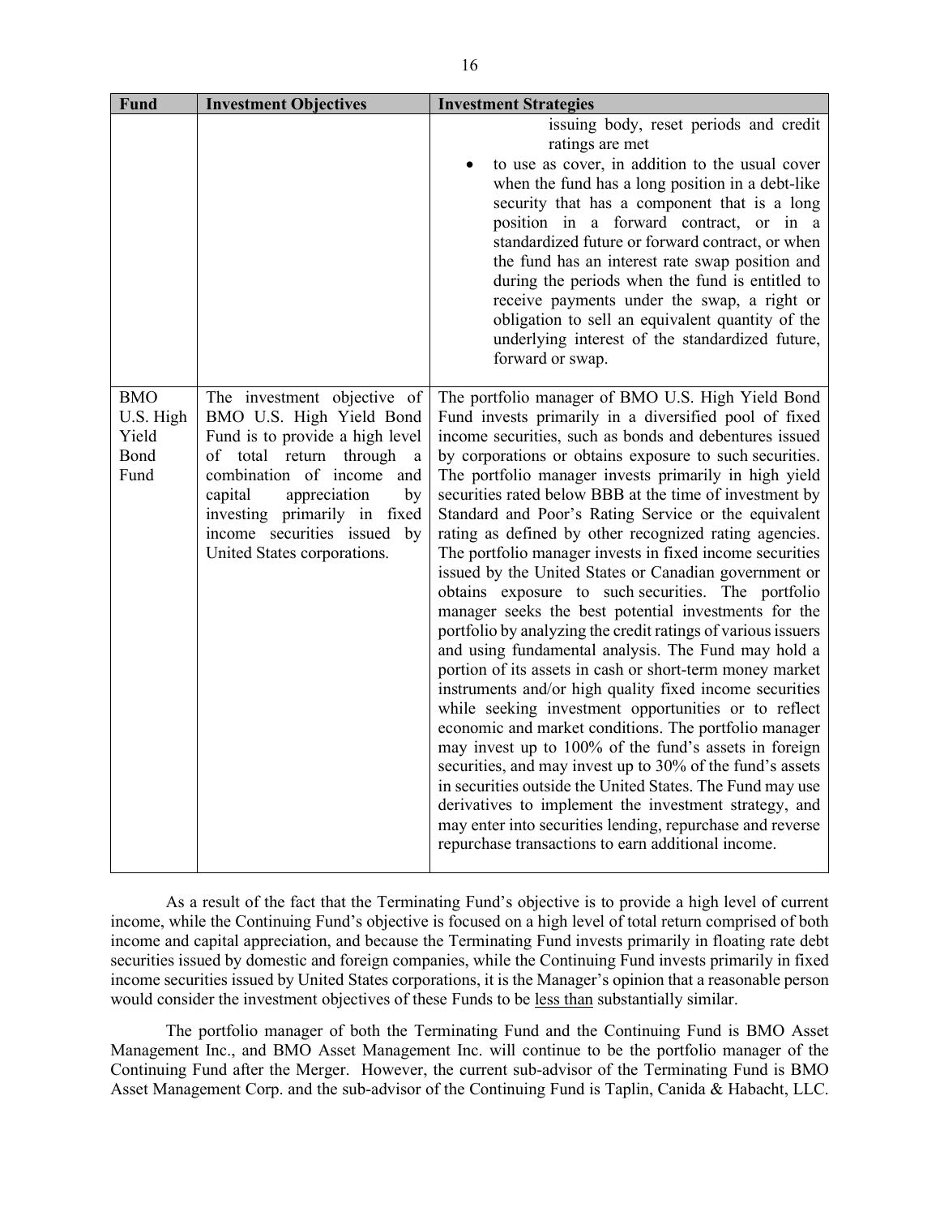| Fund | Investment Objectives | Investment Strategies |
| --- | --- | --- |
| | | issuing body, reset periods and credit ratings are met<br>• to use as cover, in addition to the usual cover when the fund has a long position in a debt-like security that has a component that is a long position in a forward contract, or in a standardized future or forward contract, or when the fund has an interest rate swap position and during the periods when the fund is entitled to receive payments under the swap, a right or obligation to sell an equivalent quantity of the underlying interest of the standardized future, forward or swap. |
| BMO U.S. High Yield Bond Fund | The investment objective of BMO U.S. High Yield Bond Fund is to provide a high level of total return through a combination of income and capital appreciation by investing primarily in fixed income securities issued by United States corporations. | The portfolio manager of BMO U.S. High Yield Bond Fund invests primarily in a diversified pool of fixed income securities, such as bonds and debentures issued by corporations or obtains exposure to such securities. The portfolio manager invests primarily in high yield securities rated below BBB at the time of investment by Standard and Poor's Rating Service or the equivalent rating as defined by other recognized rating agencies. The portfolio manager invests in fixed income securities issued by the United States or Canadian government or obtains exposure to such securities. The portfolio manager seeks the best potential investments for the portfolio by analyzing the credit ratings of various issuers and using fundamental analysis. The Fund may hold a portion of its assets in cash or short-term money market instruments and/or high quality fixed income securities while seeking investment opportunities or to reflect economic and market conditions. The portfolio manager may invest up to 100% of the fund's assets in foreign securities, and may invest up to 30% of the fund's assets in securities outside the United States. The Fund may use derivatives to implement the investment strategy, and may enter into securities lending, repurchase and reverse repurchase transactions to earn additional income. |

As a result of the fact that the Terminating Fund's objective is to provide a high level of current income, while the Continuing Fund's objective is focused on a high level of total return comprised of both income and capital appreciation, and because the Terminating Fund invests primarily in floating rate debt securities issued by domestic and foreign companies, while the Continuing Fund invests primarily in fixed income securities issued by United States corporations, it is the Manager's opinion that a reasonable person would consider the investment objectives of these Funds to be less than substantially similar.

The portfolio manager of both the Terminating Fund and the Continuing Fund is BMO Asset Management Inc., and BMO Asset Management Inc. will continue to be the portfolio manager of the Continuing Fund after the Merger. However, the current sub-advisor of the Terminating Fund is BMO Asset Management Corp. and the sub-advisor of the Continuing Fund is Taplin, Canida & Habacht, LLC.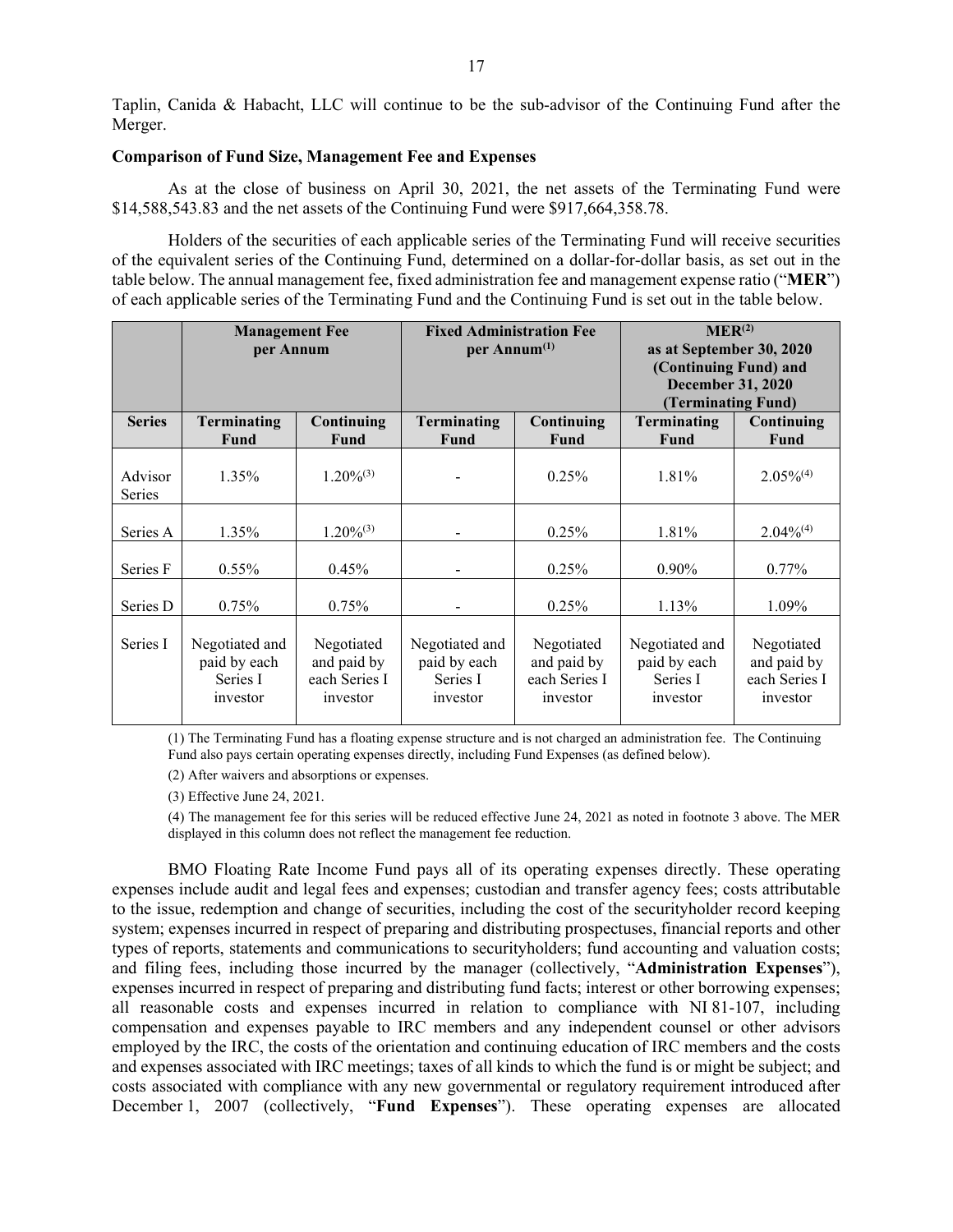Taplin, Canida & Habacht, LLC will continue to be the sub-advisor of the Continuing Fund after the Merger.

**Comparison of Fund Size, Management Fee and Expenses**

As at the close of business on April 30, 2021, the net assets of the Terminating Fund were $14,588,543.83 and the net assets of the Continuing Fund were $917,664,358.78.

Holders of the securities of each applicable series of the Terminating Fund will receive securities of the equivalent series of the Continuing Fund, determined on a dollar-for-dollar basis, as set out in the table below. The annual management fee, fixed administration fee and management expense ratio ("**MER**") of each applicable series of the Terminating Fund and the Continuing Fund is set out in the table below.

| | Management Fee per Annum | | Fixed Administration Fee per Annum[(1)] | | MER[(2)] as at September 30, 2020 (Continuing Fund) and December 31, 2020 (Terminating Fund) | |
|---|---|---|---|---|---|---|
| **Series** | **Terminating Fund** | **Continuing Fund** | **Terminating Fund** | **Continuing Fund** | **Terminating Fund** | **Continuing Fund** |
| Advisor Series | 1.35% | 1.20%[(3)] | - | 0.25% | 1.81% | 2.05%[(4)] |
| Series A | 1.35% | 1.20%[(3)] | - | 0.25% | 1.81% | 2.04%[(4)] |
| Series F | 0.55% | 0.45% | - | 0.25% | 0.90% | 0.77% |
| Series D | 0.75% | 0.75% | - | 0.25% | 1.13% | 1.09% |
| Series I | Negotiated and paid by each Series I investor | Negotiated and paid by each Series I investor | Negotiated and paid by each Series I investor | Negotiated and paid by each Series I investor | Negotiated and paid by each Series I investor | Negotiated and paid by each Series I investor |

(1) The Terminating Fund has a floating expense structure and is not charged an administration fee. The Continuing Fund also pays certain operating expenses directly, including Fund Expenses (as defined below).

(2) After waivers and absorptions or expenses.

(3) Effective June 24, 2021.

(4) The management fee for this series will be reduced effective June 24, 2021 as noted in footnote 3 above. The MER displayed in this column does not reflect the management fee reduction.

BMO Floating Rate Income Fund pays all of its operating expenses directly. These operating expenses include audit and legal fees and expenses; custodian and transfer agency fees; costs attributable to the issue, redemption and change of securities, including the cost of the securityholder record keeping system; expenses incurred in respect of preparing and distributing prospectuses, financial reports and other types of reports, statements and communications to securityholders; fund accounting and valuation costs; and filing fees, including those incurred by the manager (collectively, "**Administration Expenses**"), expenses incurred in respect of preparing and distributing fund facts; interest or other borrowing expenses; all reasonable costs and expenses incurred in relation to compliance with NI 81-107, including compensation and expenses payable to IRC members and any independent counsel or other advisors employed by the IRC, the costs of the orientation and continuing education of IRC members and the costs and expenses associated with IRC meetings; taxes of all kinds to which the fund is or might be subject; and costs associated with compliance with any new governmental or regulatory requirement introduced after December 1, 2007 (collectively, "**Fund Expenses**"). These operating expenses are allocated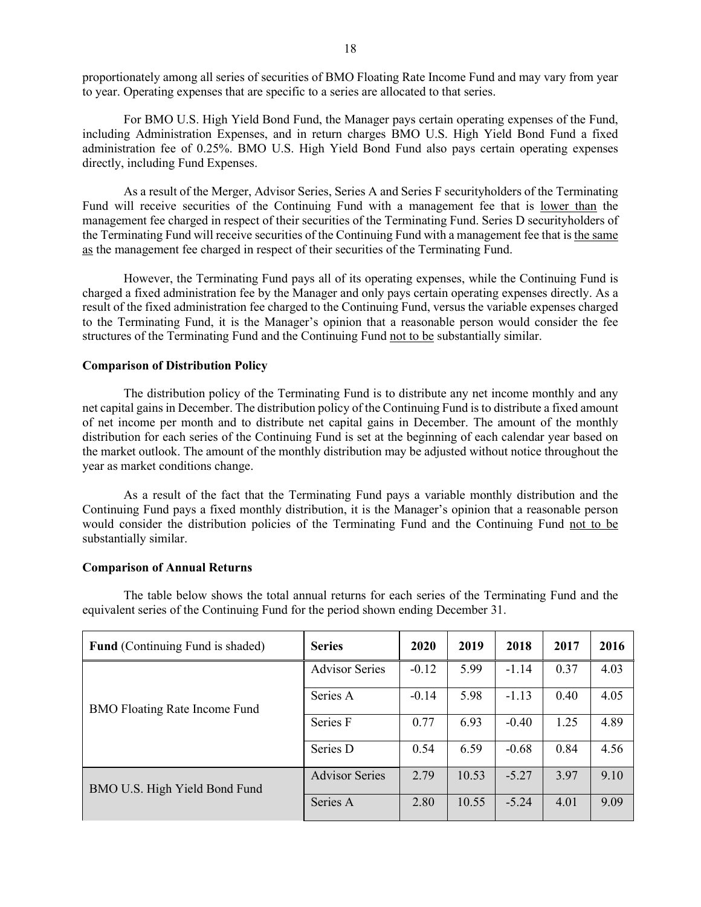proportionately among all series of securities of BMO Floating Rate Income Fund and may vary from year to year. Operating expenses that are specific to a series are allocated to that series.

For BMO U.S. High Yield Bond Fund, the Manager pays certain operating expenses of the Fund, including Administration Expenses, and in return charges BMO U.S. High Yield Bond Fund a fixed administration fee of 0.25%. BMO U.S. High Yield Bond Fund also pays certain operating expenses directly, including Fund Expenses.

As a result of the Merger, Advisor Series, Series A and Series F securityholders of the Terminating Fund will receive securities of the Continuing Fund with a management fee that is lower than the management fee charged in respect of their securities of the Terminating Fund. Series D securityholders of the Terminating Fund will receive securities of the Continuing Fund with a management fee that is the same as the management fee charged in respect of their securities of the Terminating Fund.

However, the Terminating Fund pays all of its operating expenses, while the Continuing Fund is charged a fixed administration fee by the Manager and only pays certain operating expenses directly. As a result of the fixed administration fee charged to the Continuing Fund, versus the variable expenses charged to the Terminating Fund, it is the Manager's opinion that a reasonable person would consider the fee structures of the Terminating Fund and the Continuing Fund not to be substantially similar.

**Comparison of Distribution Policy**

The distribution policy of the Terminating Fund is to distribute any net income monthly and any net capital gains in December. The distribution policy of the Continuing Fund is to distribute a fixed amount of net income per month and to distribute net capital gains in December. The amount of the monthly distribution for each series of the Continuing Fund is set at the beginning of each calendar year based on the market outlook. The amount of the monthly distribution may be adjusted without notice throughout the year as market conditions change.

As a result of the fact that the Terminating Fund pays a variable monthly distribution and the Continuing Fund pays a fixed monthly distribution, it is the Manager's opinion that a reasonable person would consider the distribution policies of the Terminating Fund and the Continuing Fund not to be substantially similar.

**Comparison of Annual Returns**

The table below shows the total annual returns for each series of the Terminating Fund and the equivalent series of the Continuing Fund for the period shown ending December 31.

| **Fund** (Continuing Fund is shaded) | **Series** | **2020** | **2019** | **2018** | **2017** | **2016** |
|---|---|---|---|---|---|---|
| BMO Floating Rate Income Fund | Advisor Series | -0.12 | 5.99 | -1.14 | 0.37 | 4.03 |
| | Series A | -0.14 | 5.98 | -1.13 | 0.40 | 4.05 |
| | Series F | 0.77 | 6.93 | -0.40 | 1.25 | 4.89 |
| | Series D | 0.54 | 6.59 | -0.68 | 0.84 | 4.56 |
| BMO U.S. High Yield Bond Fund | Advisor Series | 2.79 | 10.53 | -5.27 | 3.97 | 9.10 |
| | Series A | 2.80 | 10.55 | -5.24 | 4.01 | 9.09 |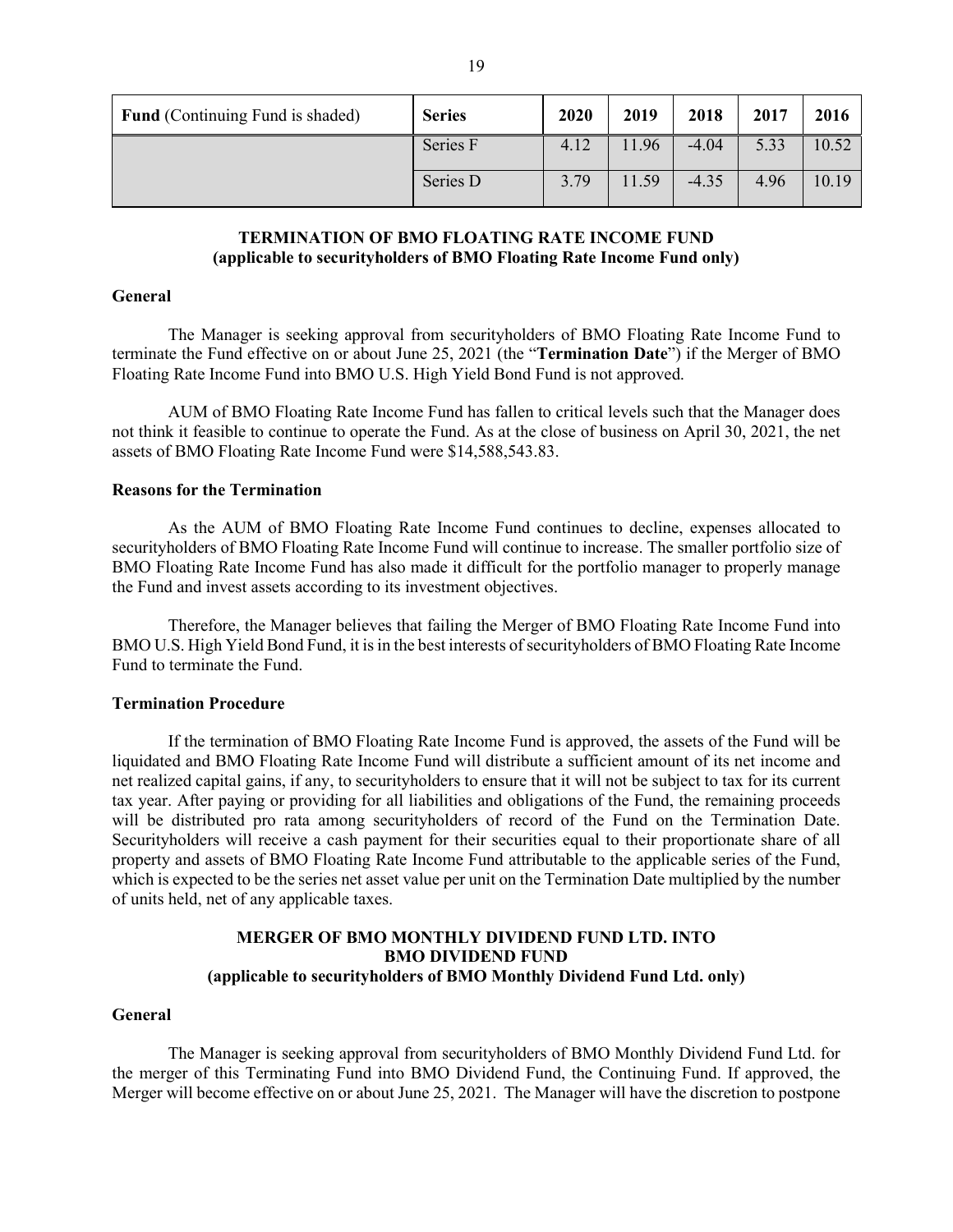| **Fund** (Continuing Fund is shaded) | **Series** | **2020** | **2019** | **2018** | **2017** | **2016** |
|---|---|---|---|---|---|---|
| | Series F | 4.12 | 11.96 | -4.04 | 5.33 | 10.52 |
| | Series D | 3.79 | 11.59 | -4.35 | 4.96 | 10.19 |

## TERMINATION OF BMO FLOATING RATE INCOME FUND
## (applicable to securityholders of BMO Floating Rate Income Fund only)

### General

The Manager is seeking approval from securityholders of BMO Floating Rate Income Fund to terminate the Fund effective on or about June 25, 2021 (the "**Termination Date**") if the Merger of BMO Floating Rate Income Fund into BMO U.S. High Yield Bond Fund is not approved.

AUM of BMO Floating Rate Income Fund has fallen to critical levels such that the Manager does not think it feasible to continue to operate the Fund. As at the close of business on April 30, 2021, the net assets of BMO Floating Rate Income Fund were $14,588,543.83.

### Reasons for the Termination

As the AUM of BMO Floating Rate Income Fund continues to decline, expenses allocated to securityholders of BMO Floating Rate Income Fund will continue to increase. The smaller portfolio size of BMO Floating Rate Income Fund has also made it difficult for the portfolio manager to properly manage the Fund and invest assets according to its investment objectives.

Therefore, the Manager believes that failing the Merger of BMO Floating Rate Income Fund into BMO U.S. High Yield Bond Fund, it is in the best interests of securityholders of BMO Floating Rate Income Fund to terminate the Fund.

### Termination Procedure

If the termination of BMO Floating Rate Income Fund is approved, the assets of the Fund will be liquidated and BMO Floating Rate Income Fund will distribute a sufficient amount of its net income and net realized capital gains, if any, to securityholders to ensure that it will not be subject to tax for its current tax year. After paying or providing for all liabilities and obligations of the Fund, the remaining proceeds will be distributed pro rata among securityholders of record of the Fund on the Termination Date. Securityholders will receive a cash payment for their securities equal to their proportionate share of all property and assets of BMO Floating Rate Income Fund attributable to the applicable series of the Fund, which is expected to be the series net asset value per unit on the Termination Date multiplied by the number of units held, net of any applicable taxes.

## MERGER OF BMO MONTHLY DIVIDEND FUND LTD. INTO BMO DIVIDEND FUND
## (applicable to securityholders of BMO Monthly Dividend Fund Ltd. only)

### General

The Manager is seeking approval from securityholders of BMO Monthly Dividend Fund Ltd. for the merger of this Terminating Fund into BMO Dividend Fund, the Continuing Fund. If approved, the Merger will become effective on or about June 25, 2021. The Manager will have the discretion to postpone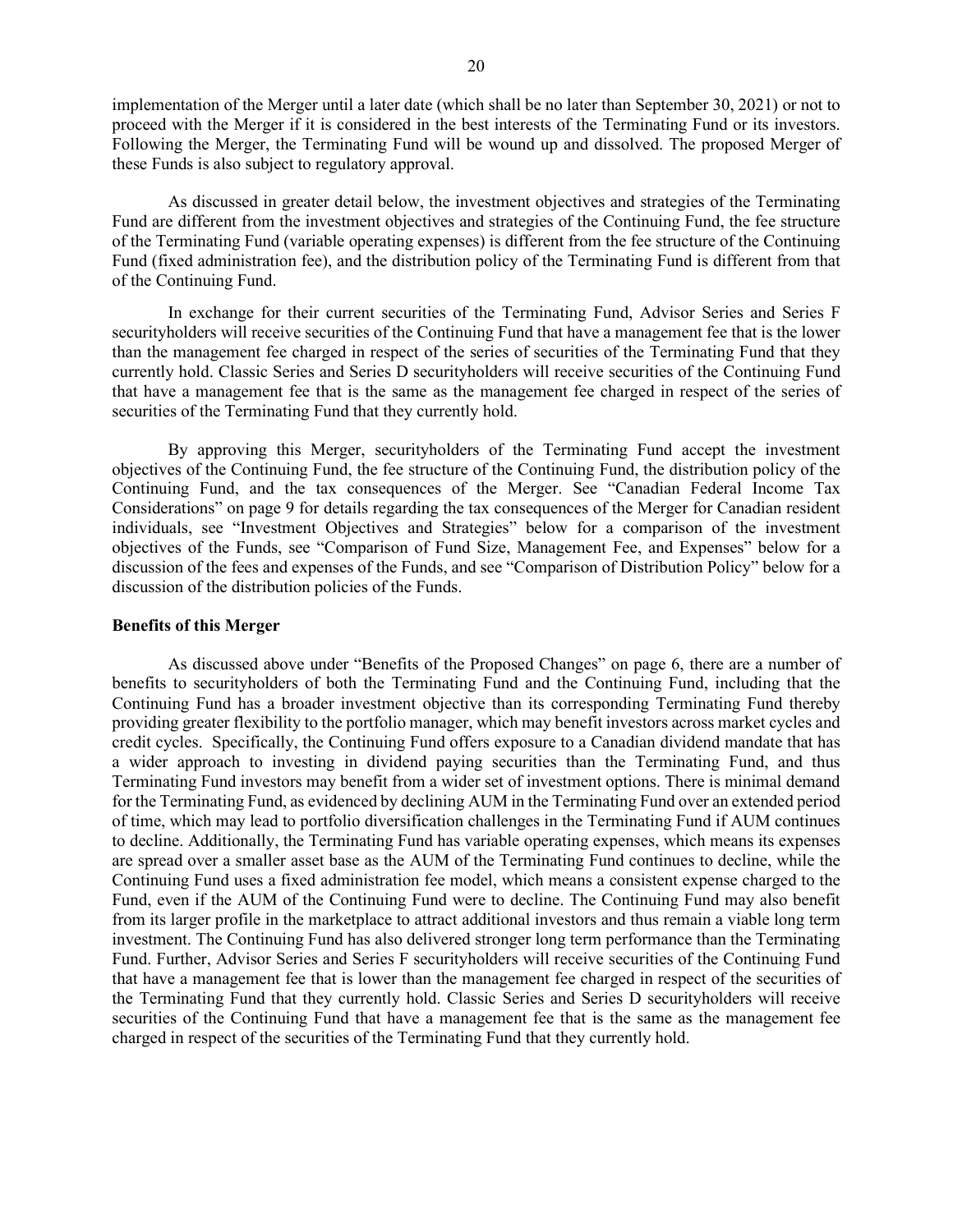implementation of the Merger until a later date (which shall be no later than September 30, 2021) or not to proceed with the Merger if it is considered in the best interests of the Terminating Fund or its investors. Following the Merger, the Terminating Fund will be wound up and dissolved. The proposed Merger of these Funds is also subject to regulatory approval.

As discussed in greater detail below, the investment objectives and strategies of the Terminating Fund are different from the investment objectives and strategies of the Continuing Fund, the fee structure of the Terminating Fund (variable operating expenses) is different from the fee structure of the Continuing Fund (fixed administration fee), and the distribution policy of the Terminating Fund is different from that of the Continuing Fund.

In exchange for their current securities of the Terminating Fund, Advisor Series and Series F securityholders will receive securities of the Continuing Fund that have a management fee that is the lower than the management fee charged in respect of the series of securities of the Terminating Fund that they currently hold. Classic Series and Series D securityholders will receive securities of the Continuing Fund that have a management fee that is the same as the management fee charged in respect of the series of securities of the Terminating Fund that they currently hold.

By approving this Merger, securityholders of the Terminating Fund accept the investment objectives of the Continuing Fund, the fee structure of the Continuing Fund, the distribution policy of the Continuing Fund, and the tax consequences of the Merger. See "Canadian Federal Income Tax Considerations" on page 9 for details regarding the tax consequences of the Merger for Canadian resident individuals, see "Investment Objectives and Strategies" below for a comparison of the investment objectives of the Funds, see "Comparison of Fund Size, Management Fee, and Expenses" below for a discussion of the fees and expenses of the Funds, and see "Comparison of Distribution Policy" below for a discussion of the distribution policies of the Funds.

**Benefits of this Merger**

As discussed above under "Benefits of the Proposed Changes" on page 6, there are a number of benefits to securityholders of both the Terminating Fund and the Continuing Fund, including that the Continuing Fund has a broader investment objective than its corresponding Terminating Fund thereby providing greater flexibility to the portfolio manager, which may benefit investors across market cycles and credit cycles. Specifically, the Continuing Fund offers exposure to a Canadian dividend mandate that has a wider approach to investing in dividend paying securities than the Terminating Fund, and thus Terminating Fund investors may benefit from a wider set of investment options. There is minimal demand for the Terminating Fund, as evidenced by declining AUM in the Terminating Fund over an extended period of time, which may lead to portfolio diversification challenges in the Terminating Fund if AUM continues to decline. Additionally, the Terminating Fund has variable operating expenses, which means its expenses are spread over a smaller asset base as the AUM of the Terminating Fund continues to decline, while the Continuing Fund uses a fixed administration fee model, which means a consistent expense charged to the Fund, even if the AUM of the Continuing Fund were to decline. The Continuing Fund may also benefit from its larger profile in the marketplace to attract additional investors and thus remain a viable long term investment. The Continuing Fund has also delivered stronger long term performance than the Terminating Fund. Further, Advisor Series and Series F securityholders will receive securities of the Continuing Fund that have a management fee that is lower than the management fee charged in respect of the securities of the Terminating Fund that they currently hold. Classic Series and Series D securityholders will receive securities of the Continuing Fund that have a management fee that is the same as the management fee charged in respect of the securities of the Terminating Fund that they currently hold.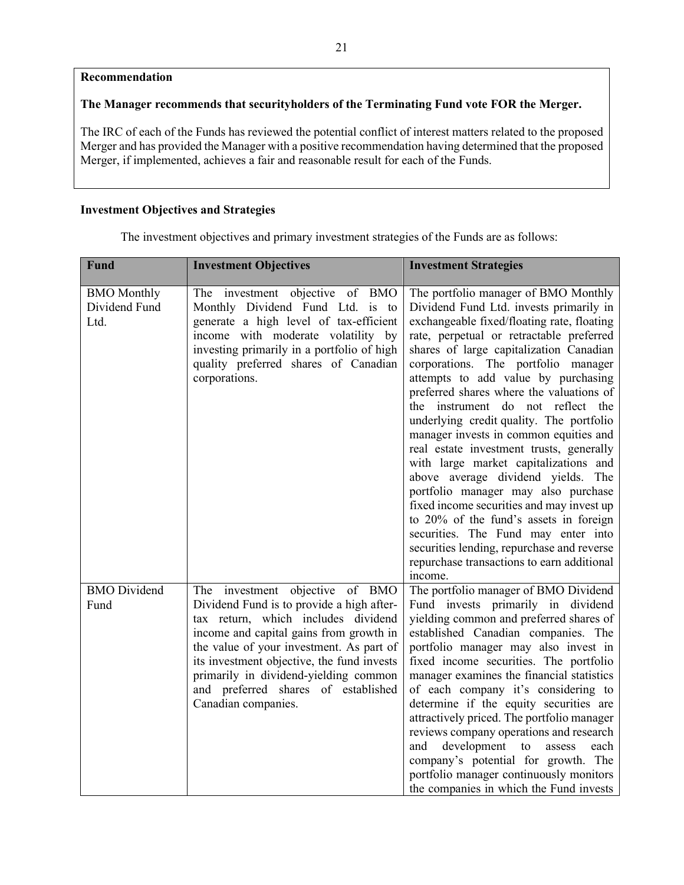**Recommendation**

**The Manager recommends that securityholders of the Terminating Fund vote FOR the Merger.**

The IRC of each of the Funds has reviewed the potential conflict of interest matters related to the proposed Merger and has provided the Manager with a positive recommendation having determined that the proposed Merger, if implemented, achieves a fair and reasonable result for each of the Funds.

**Investment Objectives and Strategies**

The investment objectives and primary investment strategies of the Funds are as follows:

| Fund | Investment Objectives | Investment Strategies |
|---|---|---|
| BMO Monthly Dividend Fund Ltd. | The investment objective of BMO Monthly Dividend Fund Ltd. is to generate a high level of tax-efficient income with moderate volatility by investing primarily in a portfolio of high quality preferred shares of Canadian corporations. | The portfolio manager of BMO Monthly Dividend Fund Ltd. invests primarily in exchangeable fixed/floating rate, floating rate, perpetual or retractable preferred shares of large capitalization Canadian corporations. The portfolio manager attempts to add value by purchasing preferred shares where the valuations of the instrument do not reflect the underlying credit quality. The portfolio manager invests in common equities and real estate investment trusts, generally with large market capitalizations and above average dividend yields. The portfolio manager may also purchase fixed income securities and may invest up to 20% of the fund's assets in foreign securities. The Fund may enter into securities lending, repurchase and reverse repurchase transactions to earn additional income. |
| BMO Dividend Fund | The investment objective of BMO Dividend Fund is to provide a high after-tax return, which includes dividend income and capital gains from growth in the value of your investment. As part of its investment objective, the fund invests primarily in dividend-yielding common and preferred shares of established Canadian companies. | The portfolio manager of BMO Dividend Fund invests primarily in dividend yielding common and preferred shares of established Canadian companies. The portfolio manager may also invest in fixed income securities. The portfolio manager examines the financial statistics of each company it's considering to determine if the equity securities are attractively priced. The portfolio manager reviews company operations and research and development to assess each company's potential for growth. The portfolio manager continuously monitors the companies in which the Fund invests |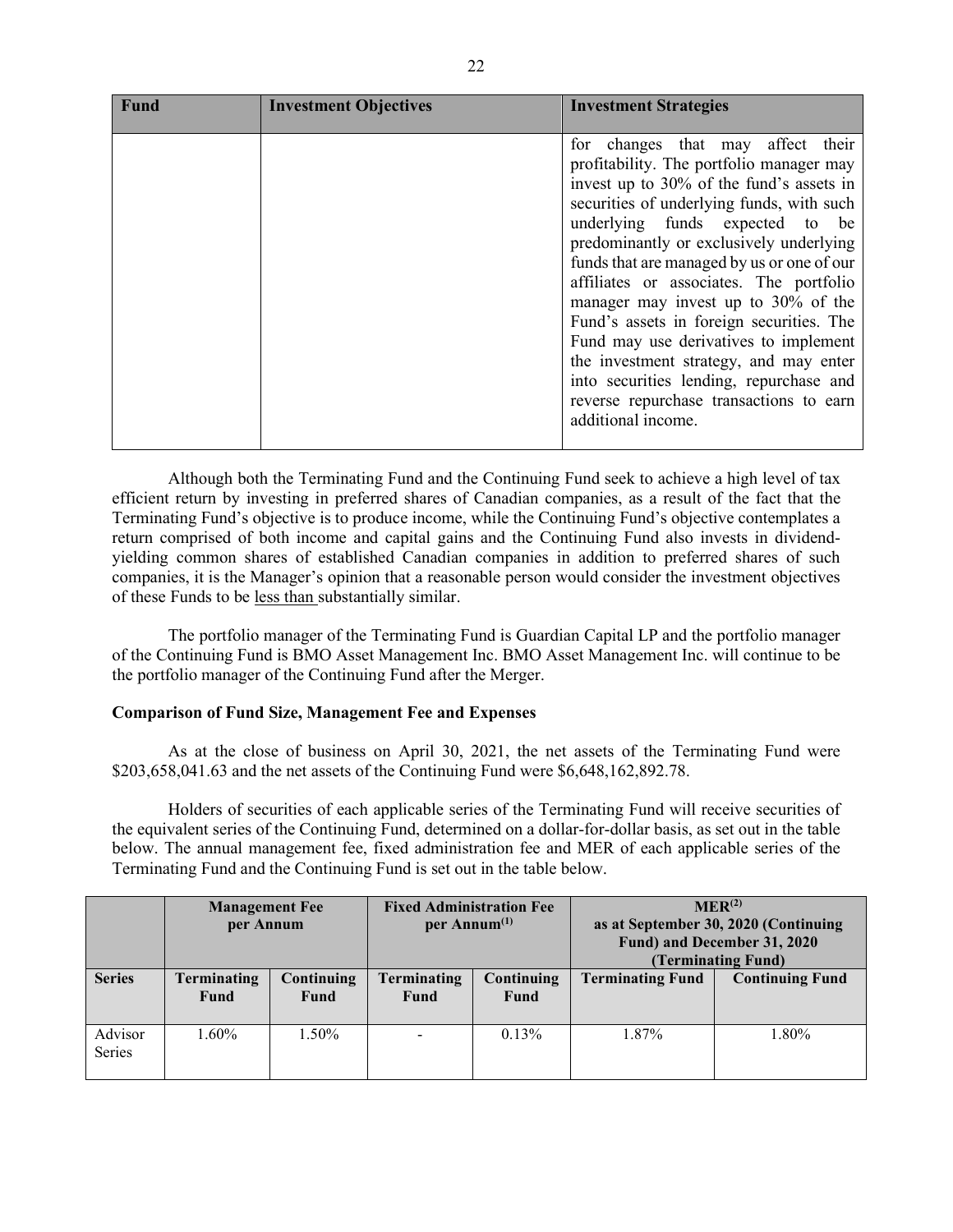| Fund | Investment Objectives | Investment Strategies |
|---|---|---|
| | | for changes that may affect their profitability. The portfolio manager may invest up to 30% of the fund's assets in securities of underlying funds, with such underlying funds expected to be predominantly or exclusively underlying funds that are managed by us or one of our affiliates or associates. The portfolio manager may invest up to 30% of the Fund's assets in foreign securities. The Fund may use derivatives to implement the investment strategy, and may enter into securities lending, repurchase and reverse repurchase transactions to earn additional income. |

Although both the Terminating Fund and the Continuing Fund seek to achieve a high level of tax efficient return by investing in preferred shares of Canadian companies, as a result of the fact that the Terminating Fund's objective is to produce income, while the Continuing Fund's objective contemplates a return comprised of both income and capital gains and the Continuing Fund also invests in dividend-yielding common shares of established Canadian companies in addition to preferred shares of such companies, it is the Manager's opinion that a reasonable person would consider the investment objectives of these Funds to be less than substantially similar.

The portfolio manager of the Terminating Fund is Guardian Capital LP and the portfolio manager of the Continuing Fund is BMO Asset Management Inc. BMO Asset Management Inc. will continue to be the portfolio manager of the Continuing Fund after the Merger.

**Comparison of Fund Size, Management Fee and Expenses**

As at the close of business on April 30, 2021, the net assets of the Terminating Fund were $203,658,041.63 and the net assets of the Continuing Fund were $6,648,162,892.78.

Holders of securities of each applicable series of the Terminating Fund will receive securities of the equivalent series of the Continuing Fund, determined on a dollar-for-dollar basis, as set out in the table below. The annual management fee, fixed administration fee and MER of each applicable series of the Terminating Fund and the Continuing Fund is set out in the table below.

| | Management Fee per Annum | | Fixed Administration Fee per Annum(1) | | MER(2) as at September 30, 2020 (Continuing Fund) and December 31, 2020 (Terminating Fund) | |
|---|---|---|---|---|---|---|
| **Series** | **Terminating Fund** | **Continuing Fund** | **Terminating Fund** | **Continuing Fund** | **Terminating Fund** | **Continuing Fund** |
| Advisor Series | 1.60% | 1.50% | - | 0.13% | 1.87% | 1.80% |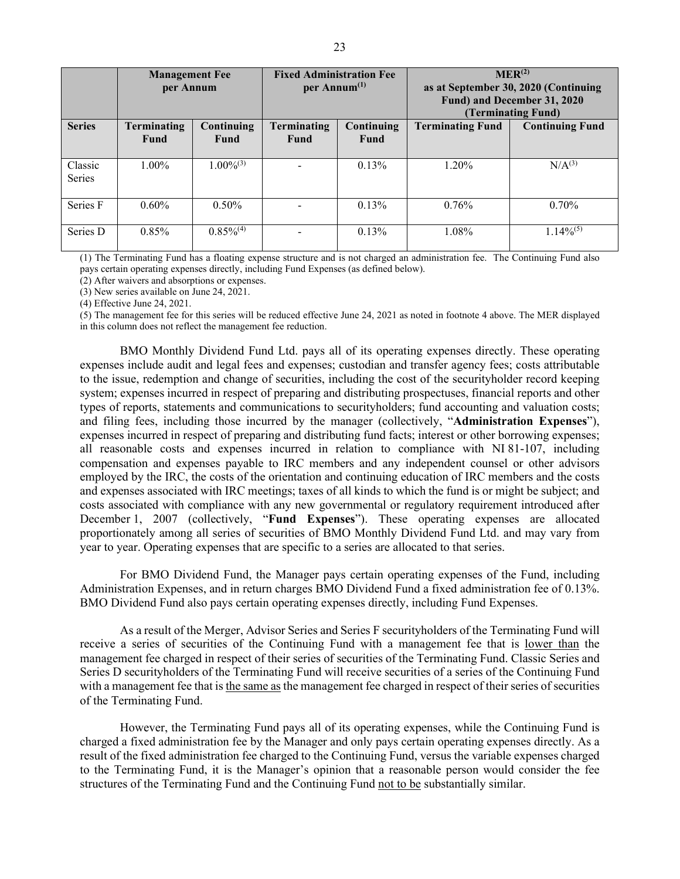| | Management Fee per Annum | | Fixed Administration Fee per Annum[(1)] | | MER[(2)] as at September 30, 2020 (Continuing Fund) and December 31, 2020 (Terminating Fund) | |
|---|---|---|---|---|---|---|
| **Series** | **Terminating Fund** | **Continuing Fund** | **Terminating Fund** | **Continuing Fund** | **Terminating Fund** | **Continuing Fund** |
| Classic Series | 1.00% | 1.00%[(3)] | - | 0.13% | 1.20% | N/A[(3)] |
| Series F | 0.60% | 0.50% | - | 0.13% | 0.76% | 0.70% |
| Series D | 0.85% | 0.85%[(4)] | - | 0.13% | 1.08% | 1.14%[(5)] |

(1) The Terminating Fund has a floating expense structure and is not charged an administration fee. The Continuing Fund also pays certain operating expenses directly, including Fund Expenses (as defined below).

(2) After waivers and absorptions or expenses.

(3) New series available on June 24, 2021.

(4) Effective June 24, 2021.

(5) The management fee for this series will be reduced effective June 24, 2021 as noted in footnote 4 above. The MER displayed in this column does not reflect the management fee reduction.

BMO Monthly Dividend Fund Ltd. pays all of its operating expenses directly. These operating expenses include audit and legal fees and expenses; custodian and transfer agency fees; costs attributable to the issue, redemption and change of securities, including the cost of the securityholder record keeping system; expenses incurred in respect of preparing and distributing prospectuses, financial reports and other types of reports, statements and communications to securityholders; fund accounting and valuation costs; and filing fees, including those incurred by the manager (collectively, "**Administration Expenses**"), expenses incurred in respect of preparing and distributing fund facts; interest or other borrowing expenses; all reasonable costs and expenses incurred in relation to compliance with NI 81-107, including compensation and expenses payable to IRC members and any independent counsel or other advisors employed by the IRC, the costs of the orientation and continuing education of IRC members and the costs and expenses associated with IRC meetings; taxes of all kinds to which the fund is or might be subject; and costs associated with compliance with any new governmental or regulatory requirement introduced after December 1, 2007 (collectively, "**Fund Expenses**"). These operating expenses are allocated proportionately among all series of securities of BMO Monthly Dividend Fund Ltd. and may vary from year to year. Operating expenses that are specific to a series are allocated to that series.

For BMO Dividend Fund, the Manager pays certain operating expenses of the Fund, including Administration Expenses, and in return charges BMO Dividend Fund a fixed administration fee of 0.13%. BMO Dividend Fund also pays certain operating expenses directly, including Fund Expenses.

As a result of the Merger, Advisor Series and Series F securityholders of the Terminating Fund will receive a series of securities of the Continuing Fund with a management fee that is lower than the management fee charged in respect of their series of securities of the Terminating Fund. Classic Series and Series D securityholders of the Terminating Fund will receive securities of a series of the Continuing Fund with a management fee that is the same as the management fee charged in respect of their series of securities of the Terminating Fund.

However, the Terminating Fund pays all of its operating expenses, while the Continuing Fund is charged a fixed administration fee by the Manager and only pays certain operating expenses directly. As a result of the fixed administration fee charged to the Continuing Fund, versus the variable expenses charged to the Terminating Fund, it is the Manager's opinion that a reasonable person would consider the fee structures of the Terminating Fund and the Continuing Fund not to be substantially similar.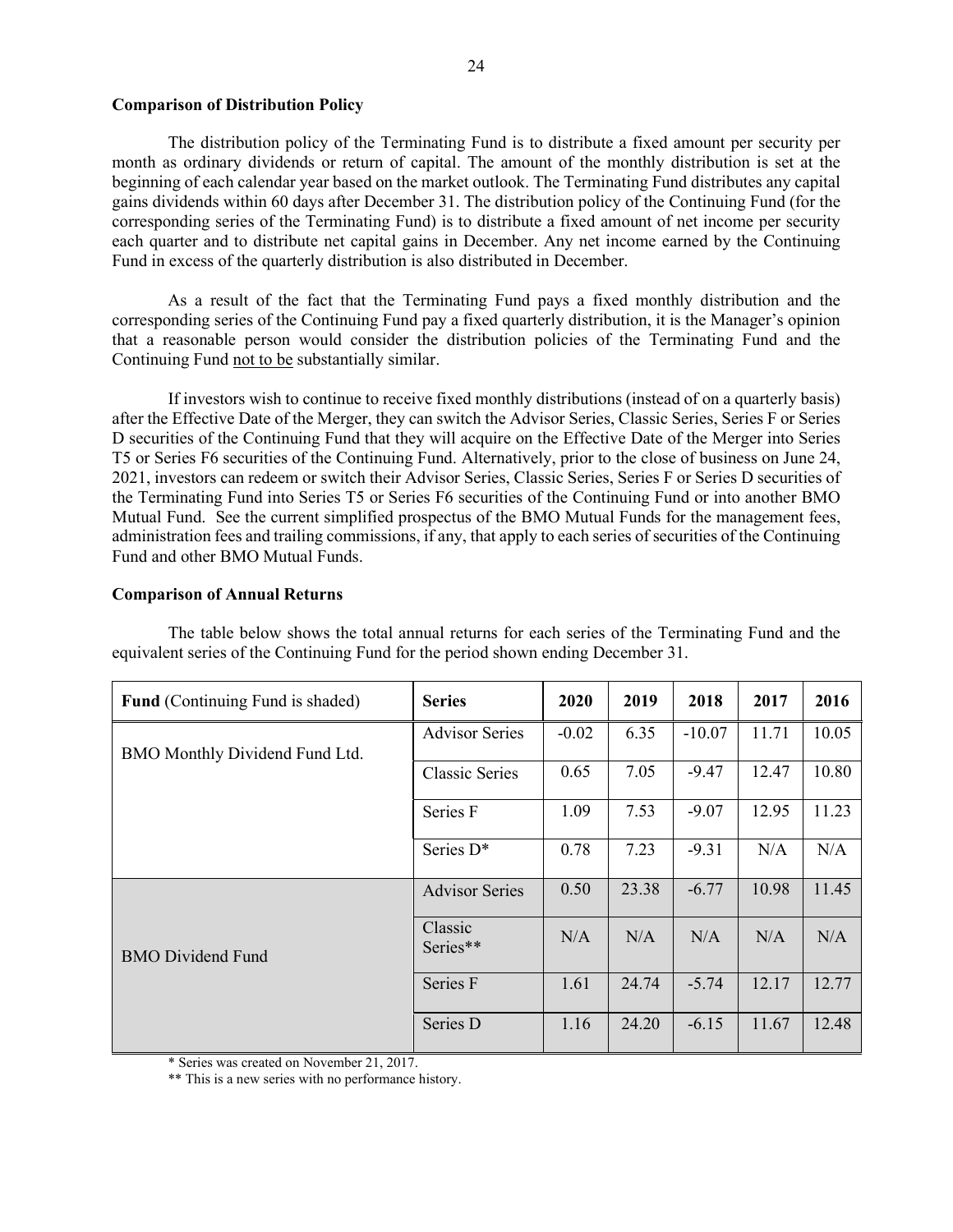### Comparison of Distribution Policy

The distribution policy of the Terminating Fund is to distribute a fixed amount per security per month as ordinary dividends or return of capital. The amount of the monthly distribution is set at the beginning of each calendar year based on the market outlook. The Terminating Fund distributes any capital gains dividends within 60 days after December 31. The distribution policy of the Continuing Fund (for the corresponding series of the Terminating Fund) is to distribute a fixed amount of net income per security each quarter and to distribute net capital gains in December. Any net income earned by the Continuing Fund in excess of the quarterly distribution is also distributed in December.

As a result of the fact that the Terminating Fund pays a fixed monthly distribution and the corresponding series of the Continuing Fund pay a fixed quarterly distribution, it is the Manager's opinion that a reasonable person would consider the distribution policies of the Terminating Fund and the Continuing Fund not to be substantially similar.

If investors wish to continue to receive fixed monthly distributions (instead of on a quarterly basis) after the Effective Date of the Merger, they can switch the Advisor Series, Classic Series, Series F or Series D securities of the Continuing Fund that they will acquire on the Effective Date of the Merger into Series T5 or Series F6 securities of the Continuing Fund. Alternatively, prior to the close of business on June 24, 2021, investors can redeem or switch their Advisor Series, Classic Series, Series F or Series D securities of the Terminating Fund into Series T5 or Series F6 securities of the Continuing Fund or into another BMO Mutual Fund. See the current simplified prospectus of the BMO Mutual Funds for the management fees, administration fees and trailing commissions, if any, that apply to each series of securities of the Continuing Fund and other BMO Mutual Funds.

### Comparison of Annual Returns

The table below shows the total annual returns for each series of the Terminating Fund and the equivalent series of the Continuing Fund for the period shown ending December 31.

| **Fund** (Continuing Fund is shaded) | **Series** | **2020** | **2019** | **2018** | **2017** | **2016** |
|---|---|---|---|---|---|---|
| BMO Monthly Dividend Fund Ltd. | Advisor Series | -0.02 | 6.35 | -10.07 | 11.71 | 10.05 |
| | Classic Series | 0.65 | 7.05 | -9.47 | 12.47 | 10.80 |
| | Series F | 1.09 | 7.53 | -9.07 | 12.95 | 11.23 |
| | Series D* | 0.78 | 7.23 | -9.31 | N/A | N/A |
| BMO Dividend Fund | Advisor Series | 0.50 | 23.38 | -6.77 | 10.98 | 11.45 |
| | Classic Series** | N/A | N/A | N/A | N/A | N/A |
| | Series F | 1.61 | 24.74 | -5.74 | 12.17 | 12.77 |
| | Series D | 1.16 | 24.20 | -6.15 | 11.67 | 12.48 |

\* Series was created on November 21, 2017.

\** This is a new series with no performance history.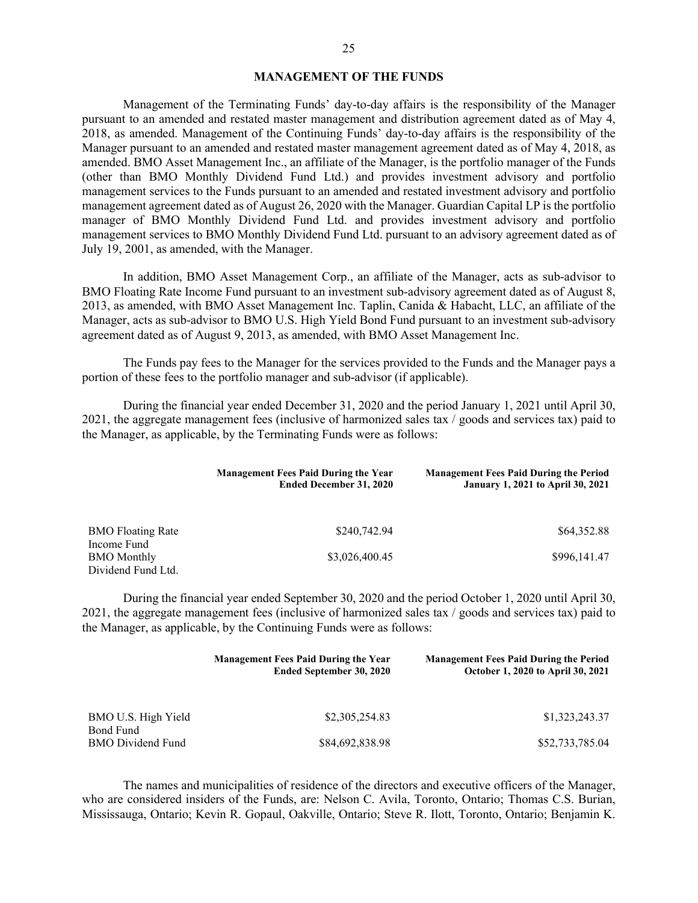## MANAGEMENT OF THE FUNDS

Management of the Terminating Funds' day-to-day affairs is the responsibility of the Manager pursuant to an amended and restated master management and distribution agreement dated as of May 4, 2018, as amended. Management of the Continuing Funds' day-to-day affairs is the responsibility of the Manager pursuant to an amended and restated master management agreement dated as of May 4, 2018, as amended. BMO Asset Management Inc., an affiliate of the Manager, is the portfolio manager of the Funds (other than BMO Monthly Dividend Fund Ltd.) and provides investment advisory and portfolio management services to the Funds pursuant to an amended and restated investment advisory and portfolio management agreement dated as of August 26, 2020 with the Manager. Guardian Capital LP is the portfolio manager of BMO Monthly Dividend Fund Ltd. and provides investment advisory and portfolio management services to BMO Monthly Dividend Fund Ltd. pursuant to an advisory agreement dated as of July 19, 2001, as amended, with the Manager.

In addition, BMO Asset Management Corp., an affiliate of the Manager, acts as sub-advisor to BMO Floating Rate Income Fund pursuant to an investment sub-advisory agreement dated as of August 8, 2013, as amended, with BMO Asset Management Inc. Taplin, Canida & Habacht, LLC, an affiliate of the Manager, acts as sub-advisor to BMO U.S. High Yield Bond Fund pursuant to an investment sub-advisory agreement dated as of August 9, 2013, as amended, with BMO Asset Management Inc.

The Funds pay fees to the Manager for the services provided to the Funds and the Manager pays a portion of these fees to the portfolio manager and sub-advisor (if applicable).

During the financial year ended December 31, 2020 and the period January 1, 2021 until April 30, 2021, the aggregate management fees (inclusive of harmonized sales tax / goods and services tax) paid to the Manager, as applicable, by the Terminating Funds were as follows:

| | **Management Fees Paid During the Year Ended December 31, 2020** | **Management Fees Paid During the Period January 1, 2021 to April 30, 2021** |
|---|---|---|
| BMO Floating Rate Income Fund | \$240,742.94 | \$64,352.88 |
| BMO Monthly Dividend Fund Ltd. | \$3,026,400.45 | \$996,141.47 |

During the financial year ended September 30, 2020 and the period October 1, 2020 until April 30, 2021, the aggregate management fees (inclusive of harmonized sales tax / goods and services tax) paid to the Manager, as applicable, by the Continuing Funds were as follows:

| | **Management Fees Paid During the Year Ended September 30, 2020** | **Management Fees Paid During the Period October 1, 2020 to April 30, 2021** |
|---|---|---|
| BMO U.S. High Yield Bond Fund | \$2,305,254.83 | \$1,323,243.37 |
| BMO Dividend Fund | \$84,692,838.98 | \$52,733,785.04 |

The names and municipalities of residence of the directors and executive officers of the Manager, who are considered insiders of the Funds, are: Nelson C. Avila, Toronto, Ontario; Thomas C.S. Burian, Mississauga, Ontario; Kevin R. Gopaul, Oakville, Ontario; Steve R. Ilott, Toronto, Ontario; Benjamin K.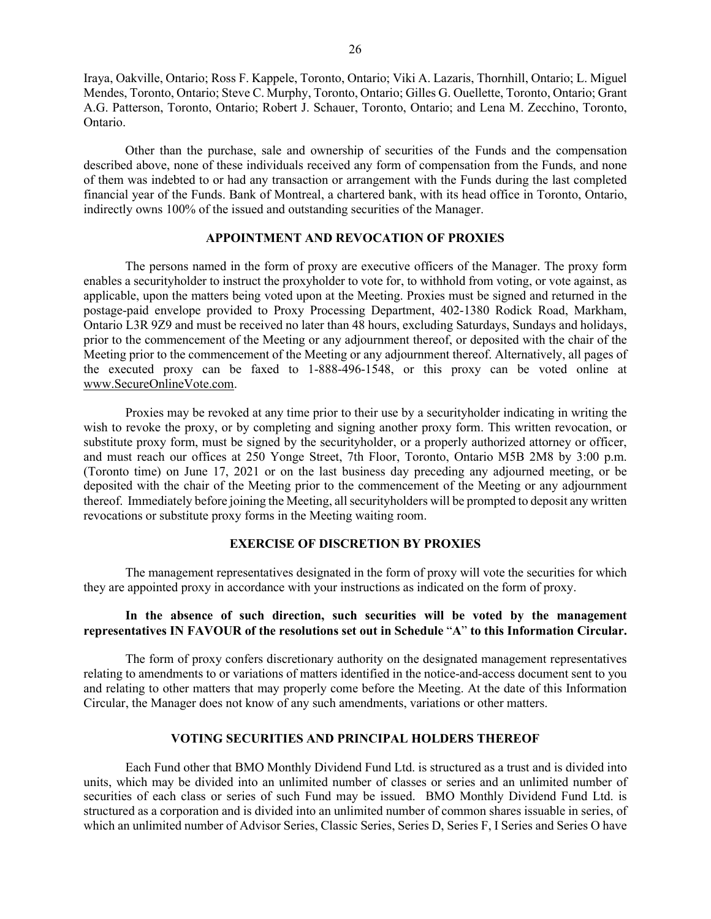Iraya, Oakville, Ontario; Ross F. Kappele, Toronto, Ontario; Viki A. Lazaris, Thornhill, Ontario; L. Miguel Mendes, Toronto, Ontario; Steve C. Murphy, Toronto, Ontario; Gilles G. Ouellette, Toronto, Ontario; Grant A.G. Patterson, Toronto, Ontario; Robert J. Schauer, Toronto, Ontario; and Lena M. Zecchino, Toronto, Ontario.

Other than the purchase, sale and ownership of securities of the Funds and the compensation described above, none of these individuals received any form of compensation from the Funds, and none of them was indebted to or had any transaction or arrangement with the Funds during the last completed financial year of the Funds. Bank of Montreal, a chartered bank, with its head office in Toronto, Ontario, indirectly owns 100% of the issued and outstanding securities of the Manager.

## APPOINTMENT AND REVOCATION OF PROXIES

The persons named in the form of proxy are executive officers of the Manager. The proxy form enables a securityholder to instruct the proxyholder to vote for, to withhold from voting, or vote against, as applicable, upon the matters being voted upon at the Meeting. Proxies must be signed and returned in the postage-paid envelope provided to Proxy Processing Department, 402-1380 Rodick Road, Markham, Ontario L3R 9Z9 and must be received no later than 48 hours, excluding Saturdays, Sundays and holidays, prior to the commencement of the Meeting or any adjournment thereof, or deposited with the chair of the Meeting prior to the commencement of the Meeting or any adjournment thereof. Alternatively, all pages of the executed proxy can be faxed to 1-888-496-1548, or this proxy can be voted online at www.SecureOnlineVote.com.

Proxies may be revoked at any time prior to their use by a securityholder indicating in writing the wish to revoke the proxy, or by completing and signing another proxy form. This written revocation, or substitute proxy form, must be signed by the securityholder, or a properly authorized attorney or officer, and must reach our offices at 250 Yonge Street, 7th Floor, Toronto, Ontario M5B 2M8 by 3:00 p.m. (Toronto time) on June 17, 2021 or on the last business day preceding any adjourned meeting, or be deposited with the chair of the Meeting prior to the commencement of the Meeting or any adjournment thereof. Immediately before joining the Meeting, all securityholders will be prompted to deposit any written revocations or substitute proxy forms in the Meeting waiting room.

## EXERCISE OF DISCRETION BY PROXIES

The management representatives designated in the form of proxy will vote the securities for which they are appointed proxy in accordance with your instructions as indicated on the form of proxy.

**In the absence of such direction, such securities will be voted by the management representatives IN FAVOUR of the resolutions set out in Schedule "A" to this Information Circular.**

The form of proxy confers discretionary authority on the designated management representatives relating to amendments to or variations of matters identified in the notice-and-access document sent to you and relating to other matters that may properly come before the Meeting. At the date of this Information Circular, the Manager does not know of any such amendments, variations or other matters.

## VOTING SECURITIES AND PRINCIPAL HOLDERS THEREOF

Each Fund other that BMO Monthly Dividend Fund Ltd. is structured as a trust and is divided into units, which may be divided into an unlimited number of classes or series and an unlimited number of securities of each class or series of such Fund may be issued. BMO Monthly Dividend Fund Ltd. is structured as a corporation and is divided into an unlimited number of common shares issuable in series, of which an unlimited number of Advisor Series, Classic Series, Series D, Series F, I Series and Series O have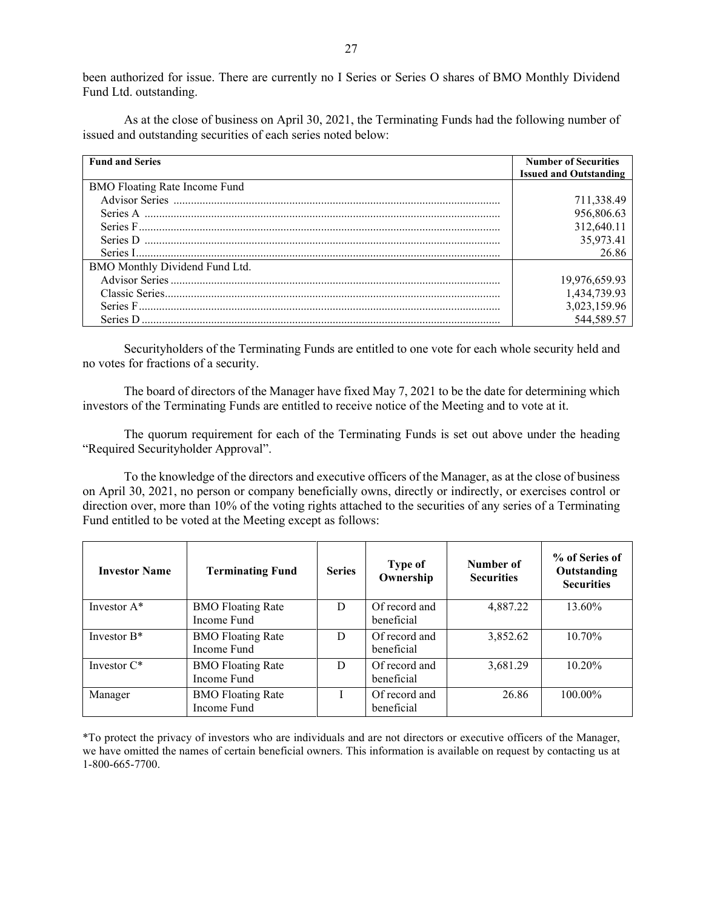been authorized for issue. There are currently no I Series or Series O shares of BMO Monthly Dividend Fund Ltd. outstanding.

As at the close of business on April 30, 2021, the Terminating Funds had the following number of issued and outstanding securities of each series noted below:

| Fund and Series | Number of Securities Issued and Outstanding |
|---|---|
| BMO Floating Rate Income Fund | |
| Advisor Series | 711,338.49 |
| Series A | 956,806.63 |
| Series F | 312,640.11 |
| Series D | 35,973.41 |
| Series I | 26.86 |
| BMO Monthly Dividend Fund Ltd. | |
| Advisor Series | 19,976,659.93 |
| Classic Series | 1,434,739.93 |
| Series F | 3,023,159.96 |
| Series D | 544,589.57 |

Securityholders of the Terminating Funds are entitled to one vote for each whole security held and no votes for fractions of a security.

The board of directors of the Manager have fixed May 7, 2021 to be the date for determining which investors of the Terminating Funds are entitled to receive notice of the Meeting and to vote at it.

The quorum requirement for each of the Terminating Funds is set out above under the heading "Required Securityholder Approval".

To the knowledge of the directors and executive officers of the Manager, as at the close of business on April 30, 2021, no person or company beneficially owns, directly or indirectly, or exercises control or direction over, more than 10% of the voting rights attached to the securities of any series of a Terminating Fund entitled to be voted at the Meeting except as follows:

| Investor Name | Terminating Fund | Series | Type of Ownership | Number of Securities | % of Series of Outstanding Securities |
|---|---|---|---|---|---|
| Investor A* | BMO Floating Rate Income Fund | D | Of record and beneficial | 4,887.22 | 13.60% |
| Investor B* | BMO Floating Rate Income Fund | D | Of record and beneficial | 3,852.62 | 10.70% |
| Investor C* | BMO Floating Rate Income Fund | D | Of record and beneficial | 3,681.29 | 10.20% |
| Manager | BMO Floating Rate Income Fund | I | Of record and beneficial | 26.86 | 100.00% |

*To protect the privacy of investors who are individuals and are not directors or executive officers of the Manager, we have omitted the names of certain beneficial owners. This information is available on request by contacting us at 1-800-665-7700.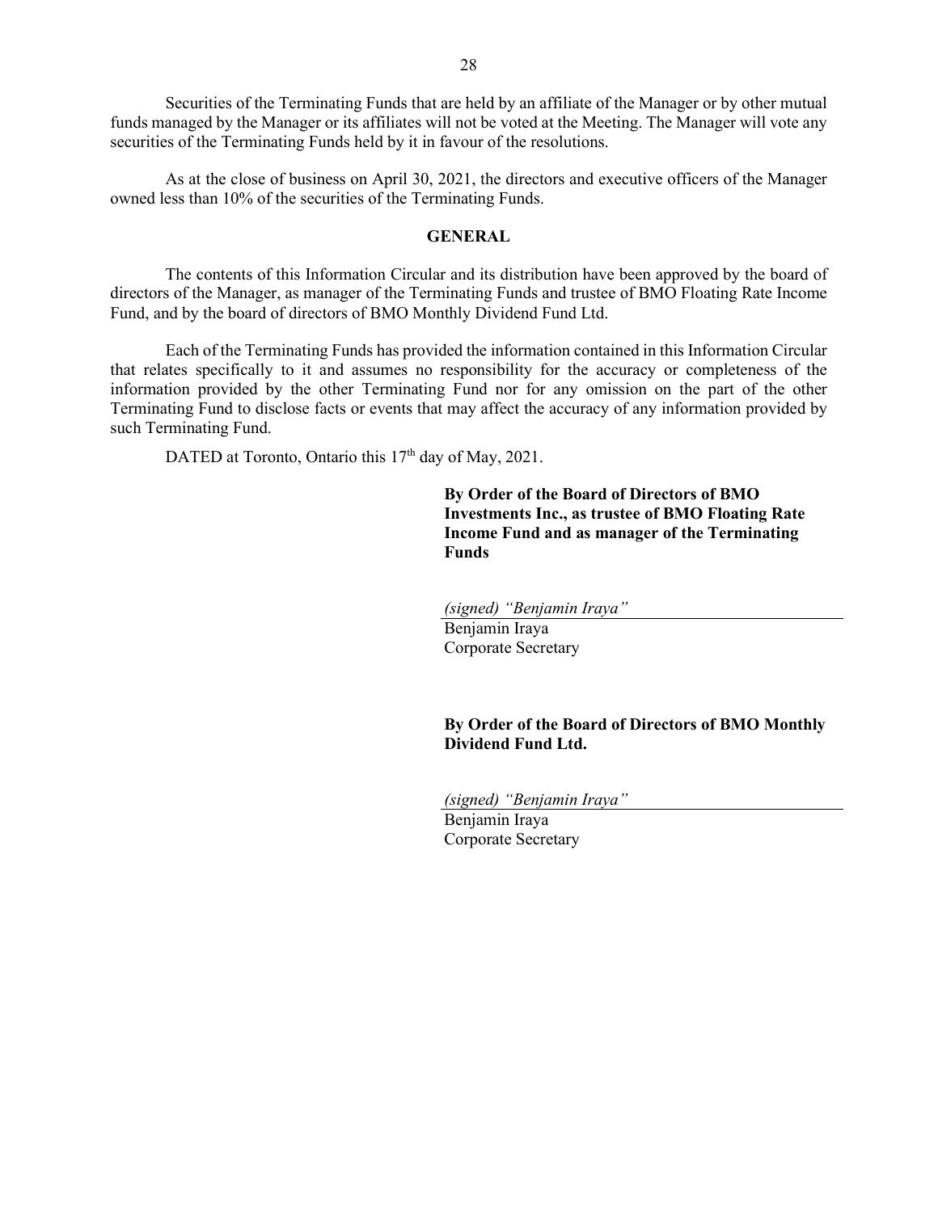Securities of the Terminating Funds that are held by an affiliate of the Manager or by other mutual funds managed by the Manager or its affiliates will not be voted at the Meeting. The Manager will vote any securities of the Terminating Funds held by it in favour of the resolutions.

As at the close of business on April 30, 2021, the directors and executive officers of the Manager owned less than 10% of the securities of the Terminating Funds.

## GENERAL

The contents of this Information Circular and its distribution have been approved by the board of directors of the Manager, as manager of the Terminating Funds and trustee of BMO Floating Rate Income Fund, and by the board of directors of BMO Monthly Dividend Fund Ltd.

Each of the Terminating Funds has provided the information contained in this Information Circular that relates specifically to it and assumes no responsibility for the accuracy or completeness of the information provided by the other Terminating Fund nor for any omission on the part of the other Terminating Fund to disclose facts or events that may affect the accuracy of any information provided by such Terminating Fund.

DATED at Toronto, Ontario this 17th day of May, 2021.

**By Order of the Board of Directors of BMO Investments Inc., as trustee of BMO Floating Rate Income Fund and as manager of the Terminating Funds**

*(signed) "Benjamin Iraya"*
Benjamin Iraya
Corporate Secretary

**By Order of the Board of Directors of BMO Monthly Dividend Fund Ltd.**

*(signed) "Benjamin Iraya"*
Benjamin Iraya
Corporate Secretary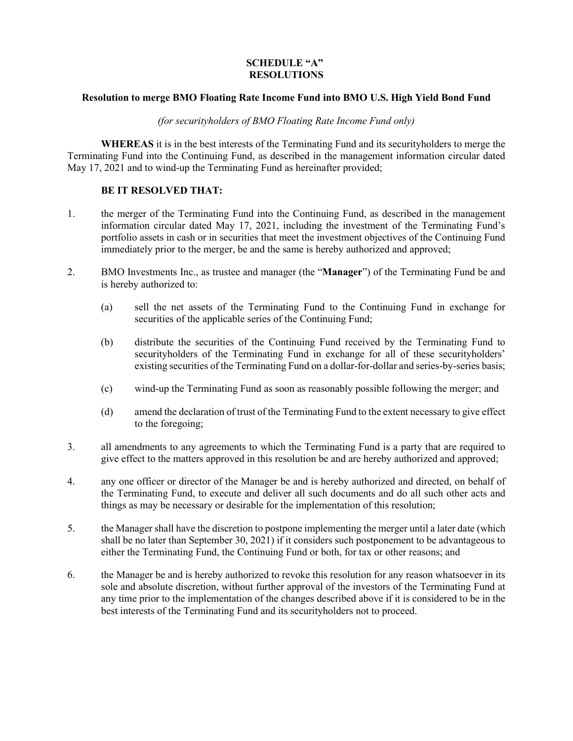# SCHEDULE "A"
# RESOLUTIONS

## Resolution to merge BMO Floating Rate Income Fund into BMO U.S. High Yield Bond Fund

*(for securityholders of BMO Floating Rate Income Fund only)*

**WHEREAS** it is in the best interests of the Terminating Fund and its securityholders to merge the Terminating Fund into the Continuing Fund, as described in the management information circular dated May 17, 2021 and to wind-up the Terminating Fund as hereinafter provided;

**BE IT RESOLVED THAT:**

1. the merger of the Terminating Fund into the Continuing Fund, as described in the management information circular dated May 17, 2021, including the investment of the Terminating Fund's portfolio assets in cash or in securities that meet the investment objectives of the Continuing Fund immediately prior to the merger, be and the same is hereby authorized and approved;

2. BMO Investments Inc., as trustee and manager (the "**Manager**") of the Terminating Fund be and is hereby authorized to:

   (a) sell the net assets of the Terminating Fund to the Continuing Fund in exchange for securities of the applicable series of the Continuing Fund;

   (b) distribute the securities of the Continuing Fund received by the Terminating Fund to securityholders of the Terminating Fund in exchange for all of these securityholders' existing securities of the Terminating Fund on a dollar-for-dollar and series-by-series basis;

   (c) wind-up the Terminating Fund as soon as reasonably possible following the merger; and

   (d) amend the declaration of trust of the Terminating Fund to the extent necessary to give effect to the foregoing;

3. all amendments to any agreements to which the Terminating Fund is a party that are required to give effect to the matters approved in this resolution be and are hereby authorized and approved;

4. any one officer or director of the Manager be and is hereby authorized and directed, on behalf of the Terminating Fund, to execute and deliver all such documents and do all such other acts and things as may be necessary or desirable for the implementation of this resolution;

5. the Manager shall have the discretion to postpone implementing the merger until a later date (which shall be no later than September 30, 2021) if it considers such postponement to be advantageous to either the Terminating Fund, the Continuing Fund or both, for tax or other reasons; and

6. the Manager be and is hereby authorized to revoke this resolution for any reason whatsoever in its sole and absolute discretion, without further approval of the investors of the Terminating Fund at any time prior to the implementation of the changes described above if it is considered to be in the best interests of the Terminating Fund and its securityholders not to proceed.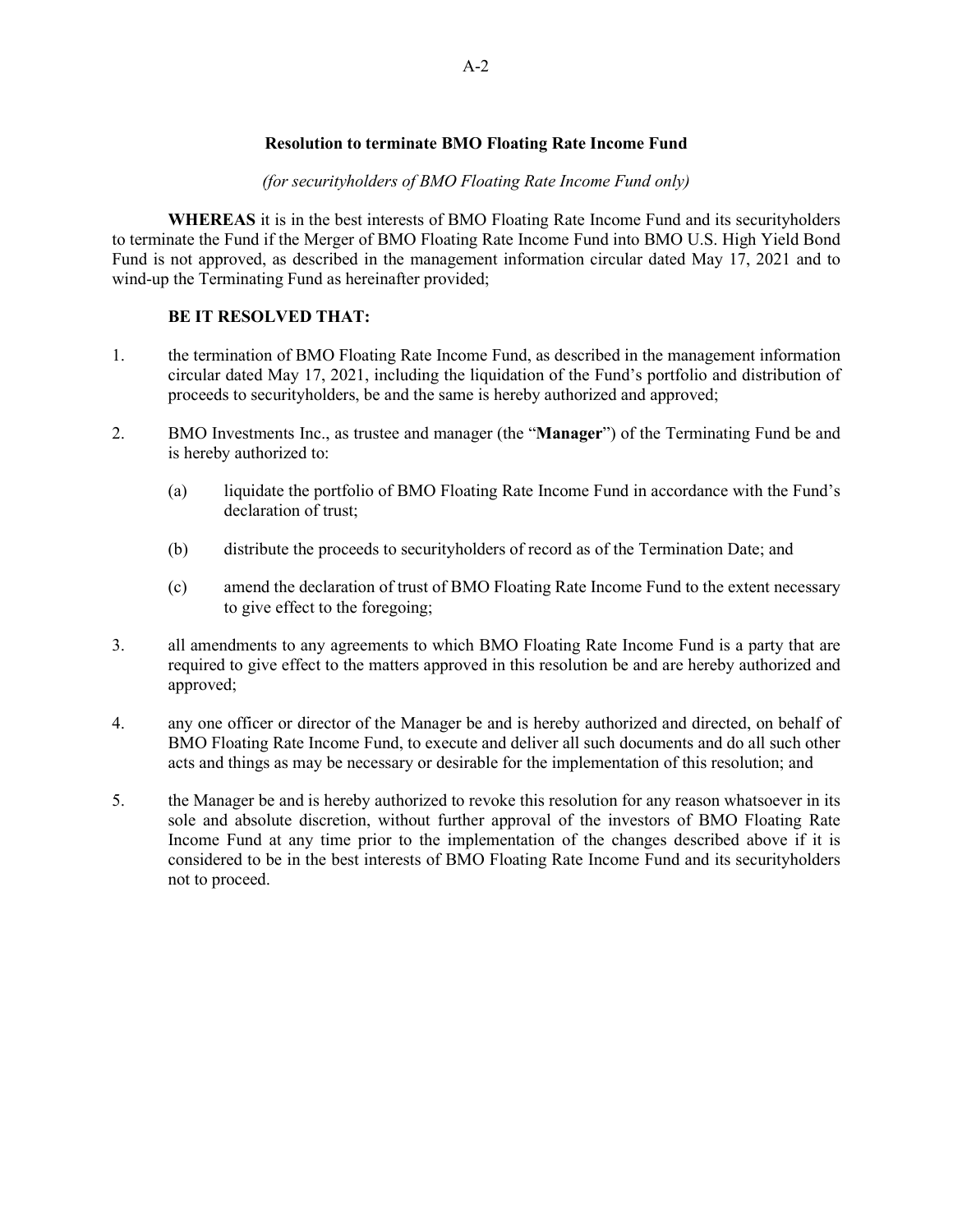### Resolution to terminate BMO Floating Rate Income Fund

*(for securityholders of BMO Floating Rate Income Fund only)*

**WHEREAS** it is in the best interests of BMO Floating Rate Income Fund and its securityholders to terminate the Fund if the Merger of BMO Floating Rate Income Fund into BMO U.S. High Yield Bond Fund is not approved, as described in the management information circular dated May 17, 2021 and to wind-up the Terminating Fund as hereinafter provided;

**BE IT RESOLVED THAT:**

1. the termination of BMO Floating Rate Income Fund, as described in the management information circular dated May 17, 2021, including the liquidation of the Fund's portfolio and distribution of proceeds to securityholders, be and the same is hereby authorized and approved;

2. BMO Investments Inc., as trustee and manager (the "**Manager**") of the Terminating Fund be and is hereby authorized to:

   (a) liquidate the portfolio of BMO Floating Rate Income Fund in accordance with the Fund's declaration of trust;

   (b) distribute the proceeds to securityholders of record as of the Termination Date; and

   (c) amend the declaration of trust of BMO Floating Rate Income Fund to the extent necessary to give effect to the foregoing;

3. all amendments to any agreements to which BMO Floating Rate Income Fund is a party that are required to give effect to the matters approved in this resolution be and are hereby authorized and approved;

4. any one officer or director of the Manager be and is hereby authorized and directed, on behalf of BMO Floating Rate Income Fund, to execute and deliver all such documents and do all such other acts and things as may be necessary or desirable for the implementation of this resolution; and

5. the Manager be and is hereby authorized to revoke this resolution for any reason whatsoever in its sole and absolute discretion, without further approval of the investors of BMO Floating Rate Income Fund at any time prior to the implementation of the changes described above if it is considered to be in the best interests of BMO Floating Rate Income Fund and its securityholders not to proceed.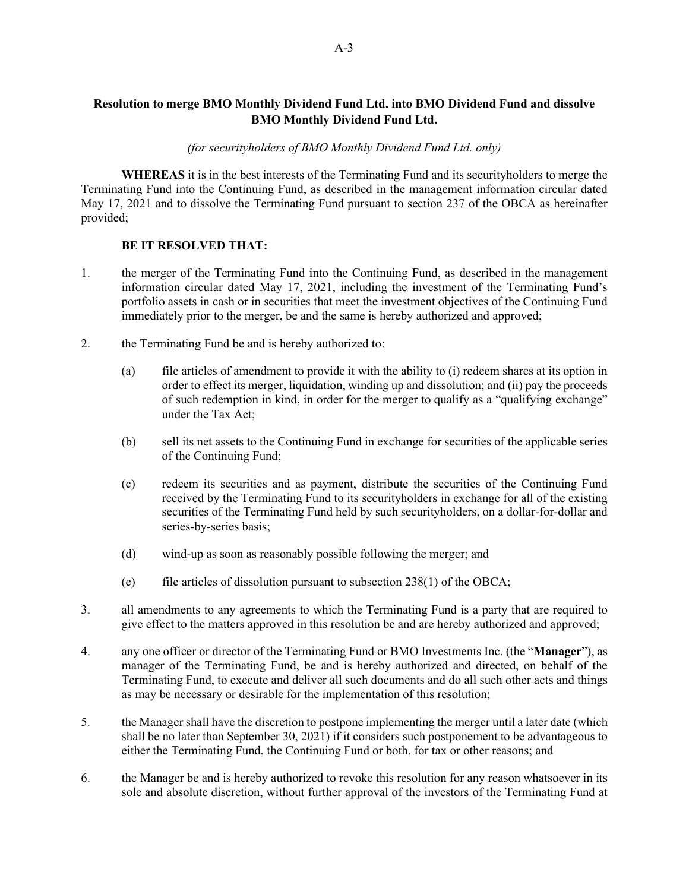## Resolution to merge BMO Monthly Dividend Fund Ltd. into BMO Dividend Fund and dissolve BMO Monthly Dividend Fund Ltd.

*(for securityholders of BMO Monthly Dividend Fund Ltd. only)*

**WHEREAS** it is in the best interests of the Terminating Fund and its securityholders to merge the Terminating Fund into the Continuing Fund, as described in the management information circular dated May 17, 2021 and to dissolve the Terminating Fund pursuant to section 237 of the OBCA as hereinafter provided;

**BE IT RESOLVED THAT:**

1. the merger of the Terminating Fund into the Continuing Fund, as described in the management information circular dated May 17, 2021, including the investment of the Terminating Fund's portfolio assets in cash or in securities that meet the investment objectives of the Continuing Fund immediately prior to the merger, be and the same is hereby authorized and approved;

2. the Terminating Fund be and is hereby authorized to:

   (a) file articles of amendment to provide it with the ability to (i) redeem shares at its option in order to effect its merger, liquidation, winding up and dissolution; and (ii) pay the proceeds of such redemption in kind, in order for the merger to qualify as a "qualifying exchange" under the Tax Act;

   (b) sell its net assets to the Continuing Fund in exchange for securities of the applicable series of the Continuing Fund;

   (c) redeem its securities and as payment, distribute the securities of the Continuing Fund received by the Terminating Fund to its securityholders in exchange for all of the existing securities of the Terminating Fund held by such securityholders, on a dollar-for-dollar and series-by-series basis;

   (d) wind-up as soon as reasonably possible following the merger; and

   (e) file articles of dissolution pursuant to subsection 238(1) of the OBCA;

3. all amendments to any agreements to which the Terminating Fund is a party that are required to give effect to the matters approved in this resolution be and are hereby authorized and approved;

4. any one officer or director of the Terminating Fund or BMO Investments Inc. (the "**Manager**"), as manager of the Terminating Fund, be and is hereby authorized and directed, on behalf of the Terminating Fund, to execute and deliver all such documents and do all such other acts and things as may be necessary or desirable for the implementation of this resolution;

5. the Manager shall have the discretion to postpone implementing the merger until a later date (which shall be no later than September 30, 2021) if it considers such postponement to be advantageous to either the Terminating Fund, the Continuing Fund or both, for tax or other reasons; and

6. the Manager be and is hereby authorized to revoke this resolution for any reason whatsoever in its sole and absolute discretion, without further approval of the investors of the Terminating Fund at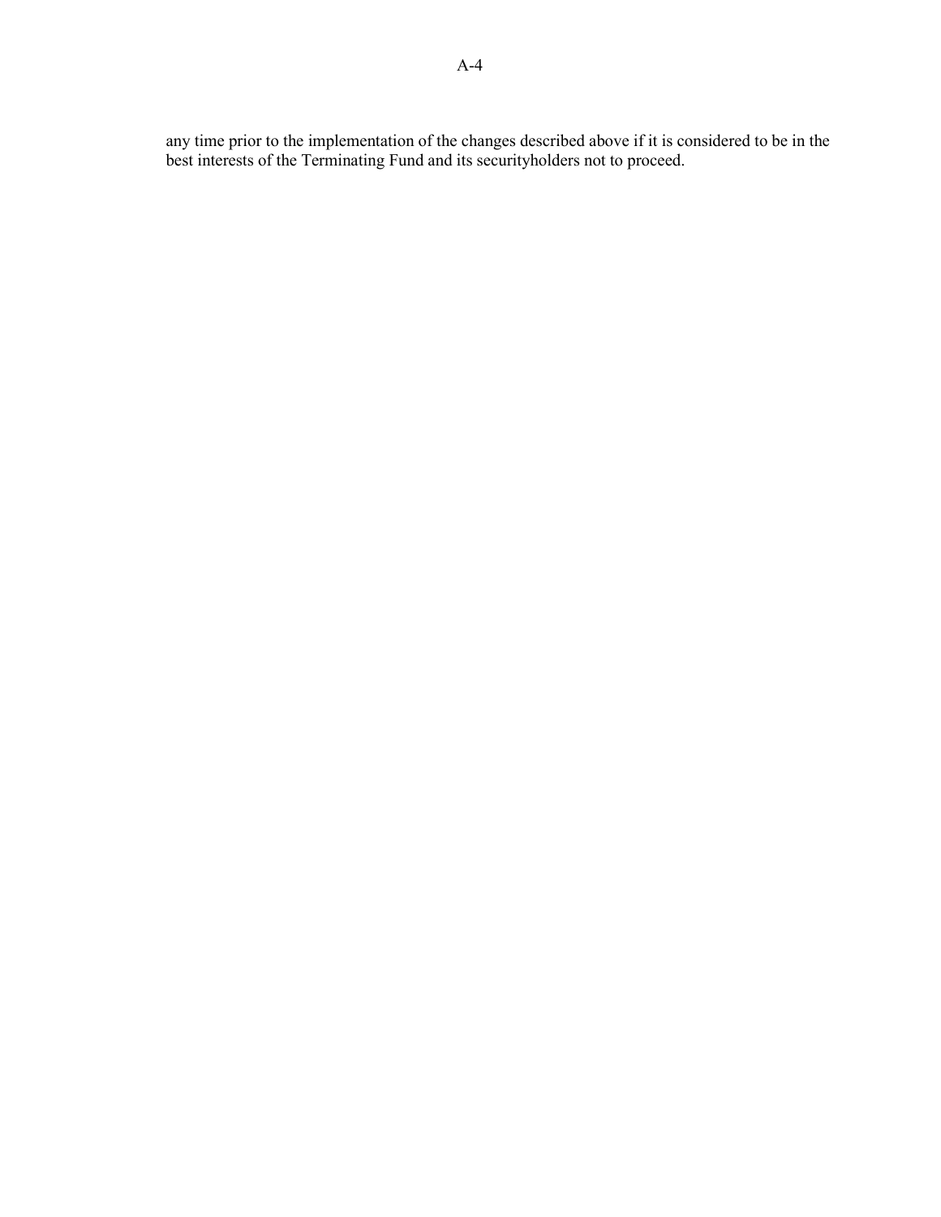any time prior to the implementation of the changes described above if it is considered to be in the best interests of the Terminating Fund and its securityholders not to proceed.